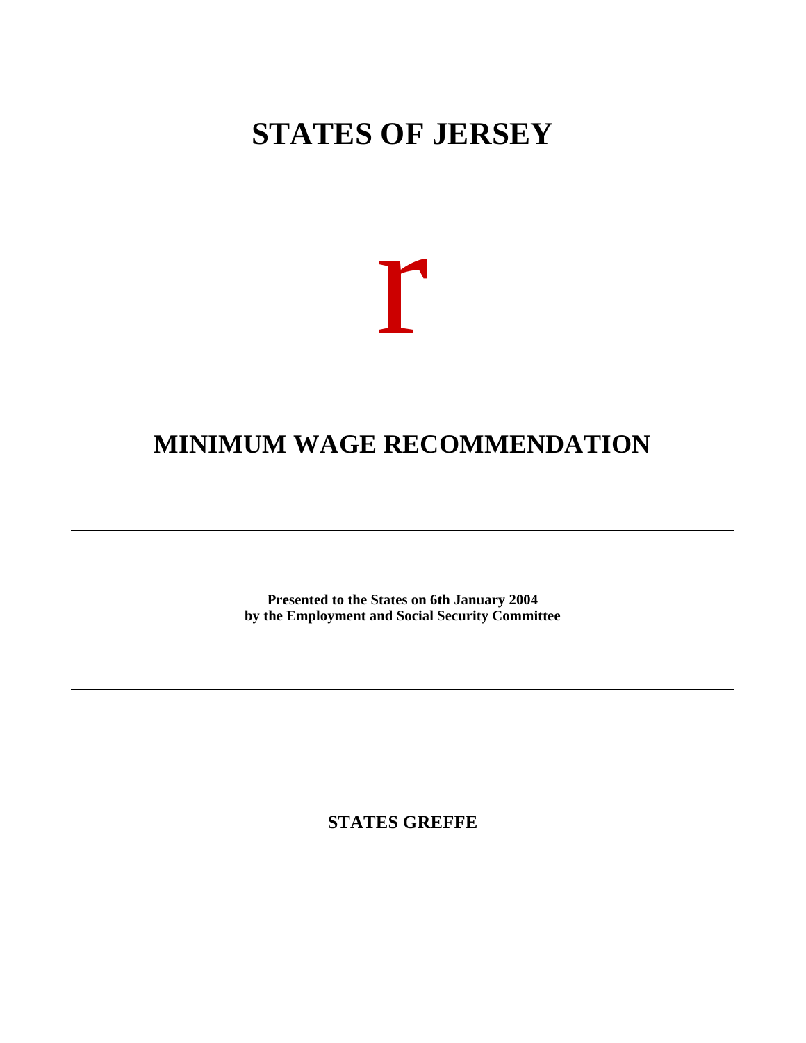# STATES OF JERSEY

r

# MINIMUM WAGE RECOMMENDATION

---

**Presented to the States on 6th January 2004**
**by the Employment and Social Security Committee**

---

**STATES GREFFE**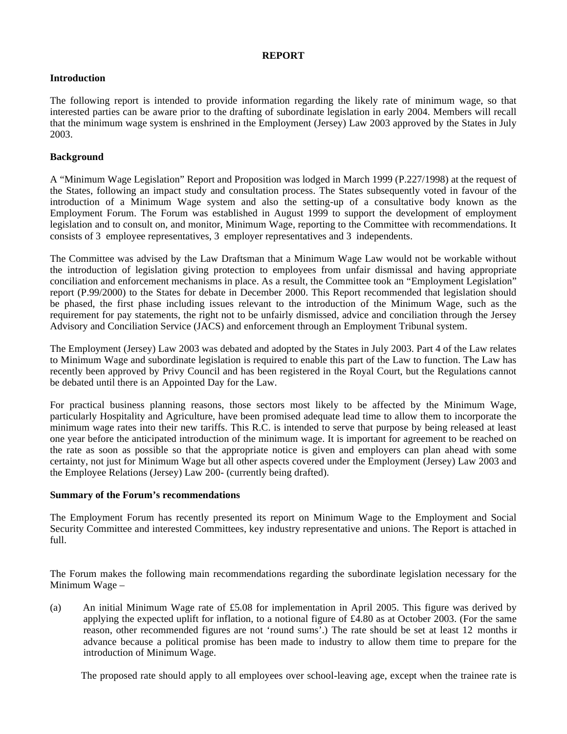**REPORT**

**Introduction**

The following report is intended to provide information regarding the likely rate of minimum wage, so that interested parties can be aware prior to the drafting of subordinate legislation in early 2004. Members will recall that the minimum wage system is enshrined in the Employment (Jersey) Law 2003 approved by the States in July 2003.

**Background**

A "Minimum Wage Legislation" Report and Proposition was lodged in March 1999 (P.227/1998) at the request of the States, following an impact study and consultation process. The States subsequently voted in favour of the introduction of a Minimum Wage system and also the setting-up of a consultative body known as the Employment Forum. The Forum was established in August 1999 to support the development of employment legislation and to consult on, and monitor, Minimum Wage, reporting to the Committee with recommendations. It consists of 3 employee representatives, 3 employer representatives and 3 independents.

The Committee was advised by the Law Draftsman that a Minimum Wage Law would not be workable without the introduction of legislation giving protection to employees from unfair dismissal and having appropriate conciliation and enforcement mechanisms in place. As a result, the Committee took an "Employment Legislation" report (P.99/2000) to the States for debate in December 2000. This Report recommended that legislation should be phased, the first phase including issues relevant to the introduction of the Minimum Wage, such as the requirement for pay statements, the right not to be unfairly dismissed, advice and conciliation through the Jersey Advisory and Conciliation Service (JACS) and enforcement through an Employment Tribunal system.

The Employment (Jersey) Law 2003 was debated and adopted by the States in July 2003. Part 4 of the Law relates to Minimum Wage and subordinate legislation is required to enable this part of the Law to function. The Law has recently been approved by Privy Council and has been registered in the Royal Court, but the Regulations cannot be debated until there is an Appointed Day for the Law.

For practical business planning reasons, those sectors most likely to be affected by the Minimum Wage, particularly Hospitality and Agriculture, have been promised adequate lead time to allow them to incorporate the minimum wage rates into their new tariffs. This R.C. is intended to serve that purpose by being released at least one year before the anticipated introduction of the minimum wage. It is important for agreement to be reached on the rate as soon as possible so that the appropriate notice is given and employers can plan ahead with some certainty, not just for Minimum Wage but all other aspects covered under the Employment (Jersey) Law 2003 and the Employee Relations (Jersey) Law 200- (currently being drafted).

**Summary of the Forum's recommendations**

The Employment Forum has recently presented its report on Minimum Wage to the Employment and Social Security Committee and interested Committees, key industry representative and unions. The Report is attached in full.

The Forum makes the following main recommendations regarding the subordinate legislation necessary for the Minimum Wage –

(a) An initial Minimum Wage rate of £5.08 for implementation in April 2005. This figure was derived by applying the expected uplift for inflation, to a notional figure of £4.80 as at October 2003. (For the same reason, other recommended figures are not 'round sums'.) The rate should be set at least 12 months in advance because a political promise has been made to industry to allow them time to prepare for the introduction of Minimum Wage.

The proposed rate should apply to all employees over school-leaving age, except when the trainee rate is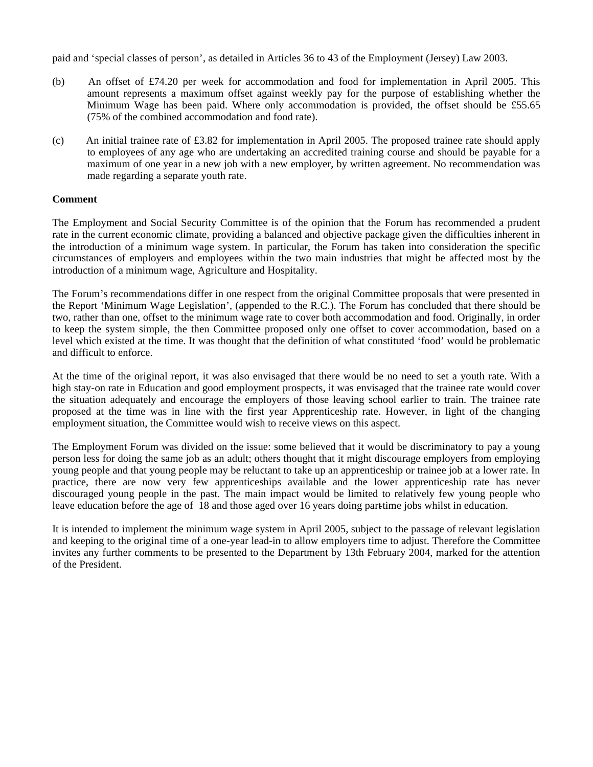paid and 'special classes of person', as detailed in Articles 36 to 43 of the Employment (Jersey) Law 2003.

(b) An offset of £74.20 per week for accommodation and food for implementation in April 2005. This amount represents a maximum offset against weekly pay for the purpose of establishing whether the Minimum Wage has been paid. Where only accommodation is provided, the offset should be £55.65 (75% of the combined accommodation and food rate).

(c) An initial trainee rate of £3.82 for implementation in April 2005. The proposed trainee rate should apply to employees of any age who are undertaking an accredited training course and should be payable for a maximum of one year in a new job with a new employer, by written agreement. No recommendation was made regarding a separate youth rate.

**Comment**

The Employment and Social Security Committee is of the opinion that the Forum has recommended a prudent rate in the current economic climate, providing a balanced and objective package given the difficulties inherent in the introduction of a minimum wage system. In particular, the Forum has taken into consideration the specific circumstances of employers and employees within the two main industries that might be affected most by the introduction of a minimum wage, Agriculture and Hospitality.

The Forum's recommendations differ in one respect from the original Committee proposals that were presented in the Report 'Minimum Wage Legislation', (appended to the R.C.). The Forum has concluded that there should be two, rather than one, offset to the minimum wage rate to cover both accommodation and food. Originally, in order to keep the system simple, the then Committee proposed only one offset to cover accommodation, based on a level which existed at the time. It was thought that the definition of what constituted 'food' would be problematic and difficult to enforce.

At the time of the original report, it was also envisaged that there would be no need to set a youth rate. With a high stay-on rate in Education and good employment prospects, it was envisaged that the trainee rate would cover the situation adequately and encourage the employers of those leaving school earlier to train. The trainee rate proposed at the time was in line with the first year Apprenticeship rate. However, in light of the changing employment situation, the Committee would wish to receive views on this aspect.

The Employment Forum was divided on the issue: some believed that it would be discriminatory to pay a young person less for doing the same job as an adult; others thought that it might discourage employers from employing young people and that young people may be reluctant to take up an apprenticeship or trainee job at a lower rate. In practice, there are now very few apprenticeships available and the lower apprenticeship rate has never discouraged young people in the past. The main impact would be limited to relatively few young people who leave education before the age of 18 and those aged over 16 years doing part-time jobs whilst in education.

It is intended to implement the minimum wage system in April 2005, subject to the passage of relevant legislation and keeping to the original time of a one-year lead-in to allow employers time to adjust. Therefore the Committee invites any further comments to be presented to the Department by 13th February 2004, marked for the attention of the President.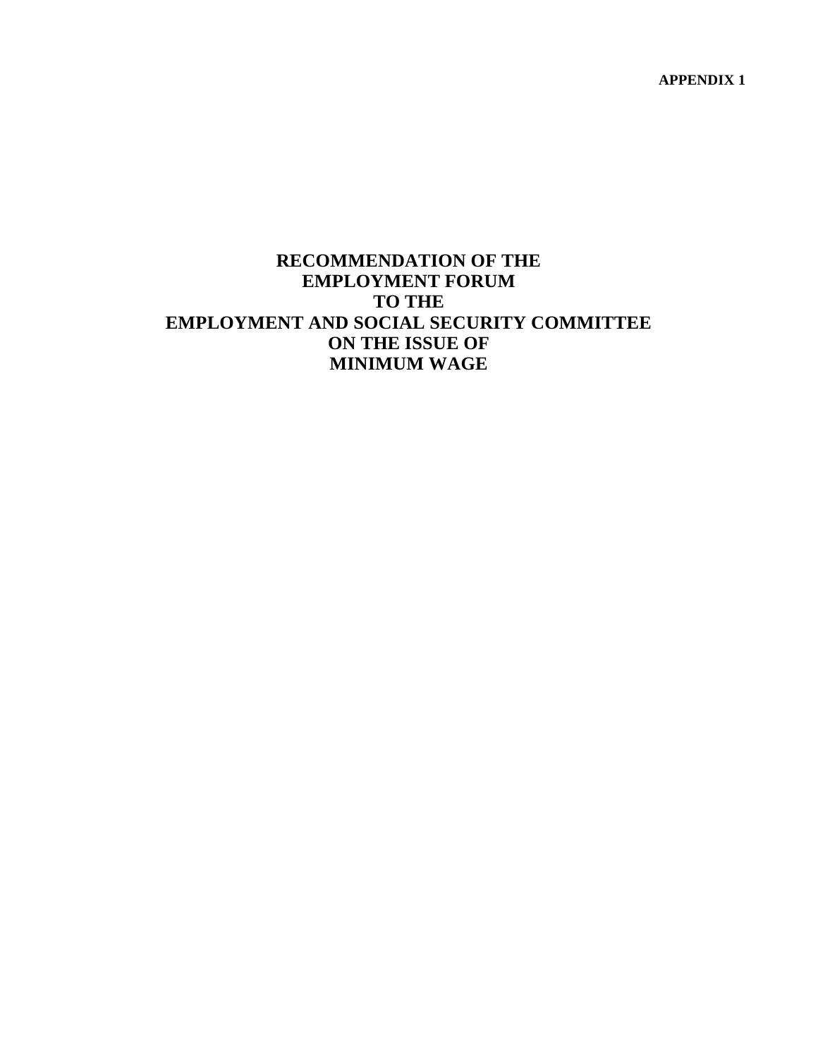**APPENDIX 1**

# RECOMMENDATION OF THE EMPLOYMENT FORUM TO THE EMPLOYMENT AND SOCIAL SECURITY COMMITTEE ON THE ISSUE OF MINIMUM WAGE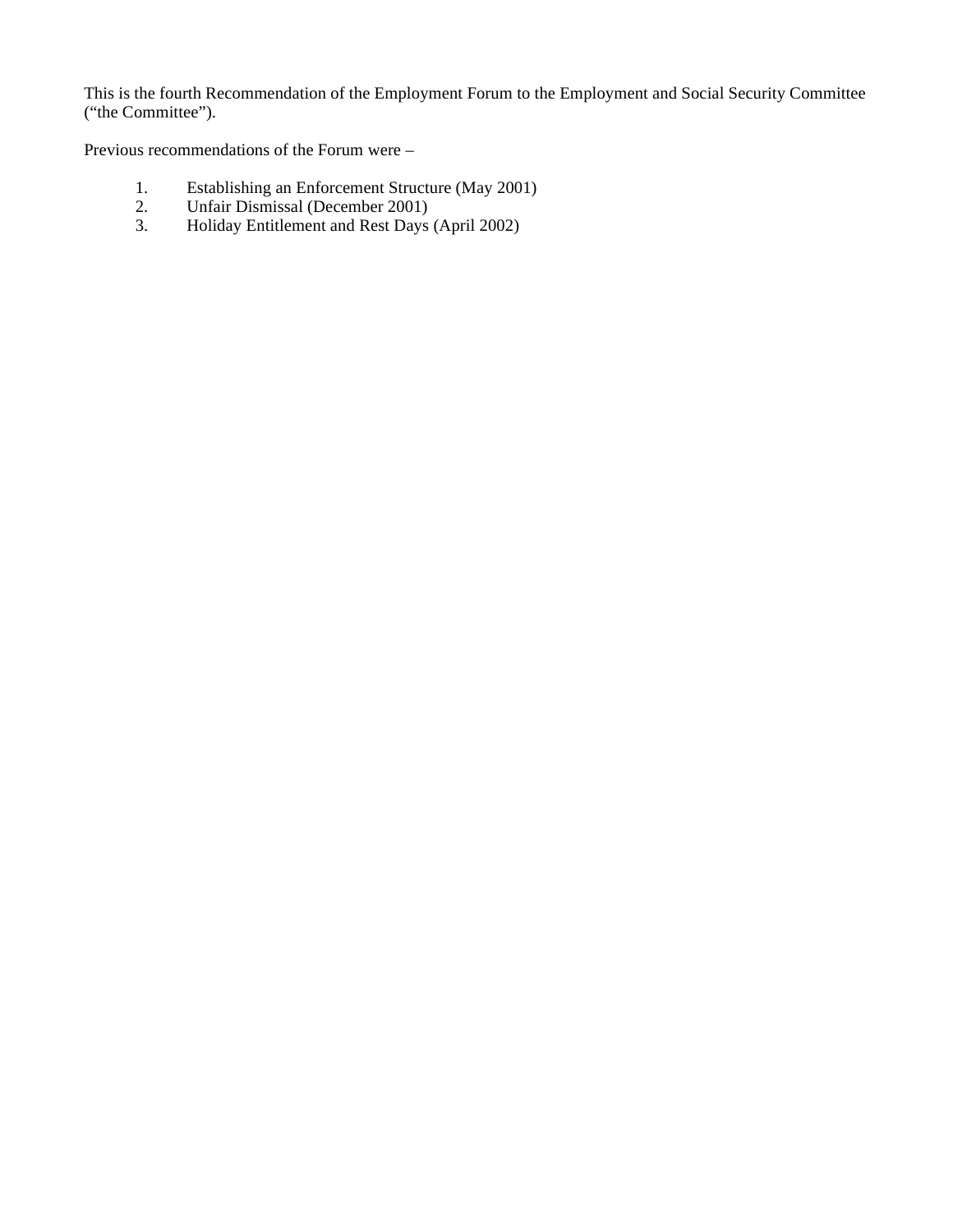This is the fourth Recommendation of the Employment Forum to the Employment and Social Security Committee ("the Committee").

Previous recommendations of the Forum were –

1. Establishing an Enforcement Structure (May 2001)
2. Unfair Dismissal (December 2001)
3. Holiday Entitlement and Rest Days (April 2002)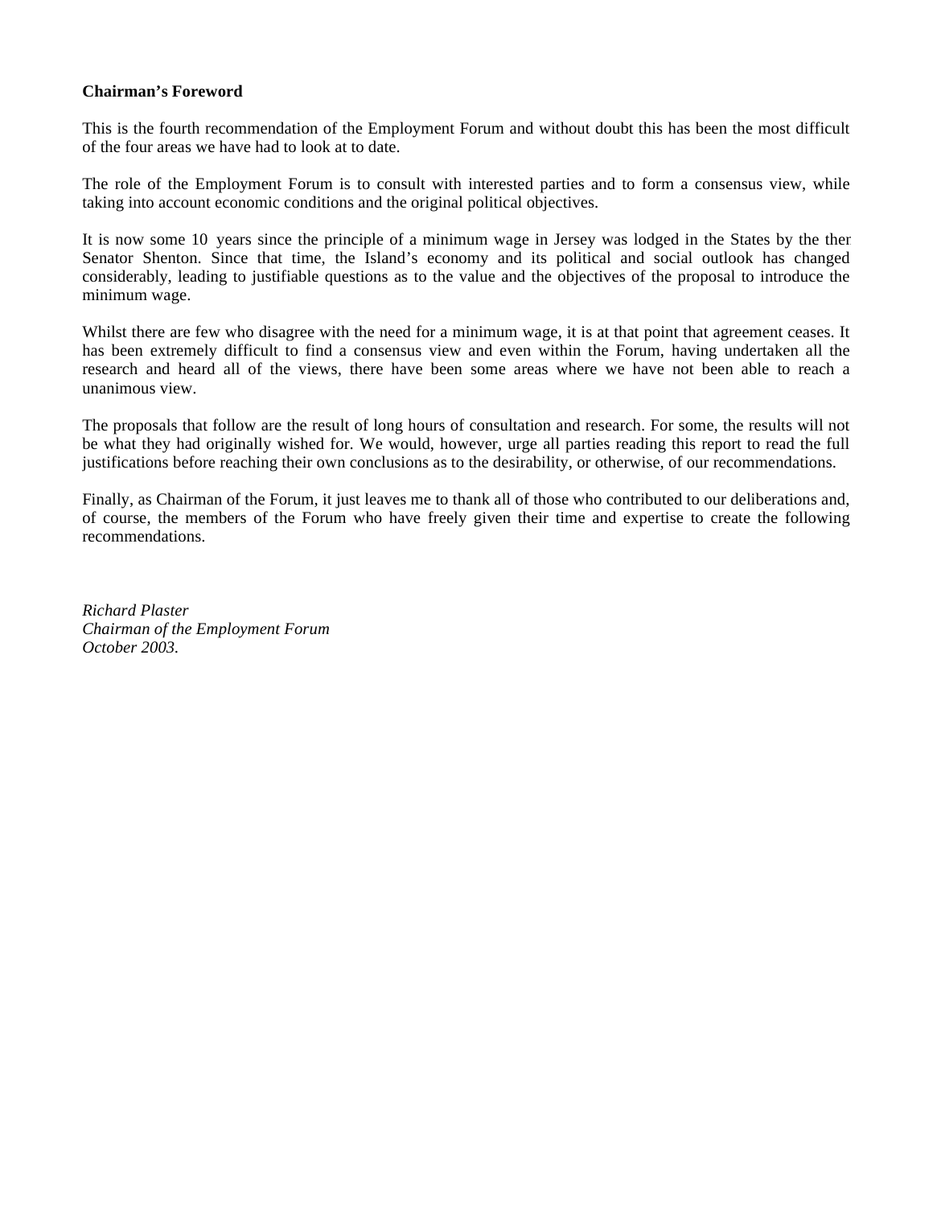**Chairman's Foreword**

This is the fourth recommendation of the Employment Forum and without doubt this has been the most difficult of the four areas we have had to look at to date.

The role of the Employment Forum is to consult with interested parties and to form a consensus view, while taking into account economic conditions and the original political objectives.

It is now some 10 years since the principle of a minimum wage in Jersey was lodged in the States by the then Senator Shenton. Since that time, the Island's economy and its political and social outlook has changed considerably, leading to justifiable questions as to the value and the objectives of the proposal to introduce the minimum wage.

Whilst there are few who disagree with the need for a minimum wage, it is at that point that agreement ceases. It has been extremely difficult to find a consensus view and even within the Forum, having undertaken all the research and heard all of the views, there have been some areas where we have not been able to reach a unanimous view.

The proposals that follow are the result of long hours of consultation and research. For some, the results will not be what they had originally wished for. We would, however, urge all parties reading this report to read the full justifications before reaching their own conclusions as to the desirability, or otherwise, of our recommendations.

Finally, as Chairman of the Forum, it just leaves me to thank all of those who contributed to our deliberations and, of course, the members of the Forum who have freely given their time and expertise to create the following recommendations.

*Richard Plaster*
*Chairman of the Employment Forum*
*October 2003.*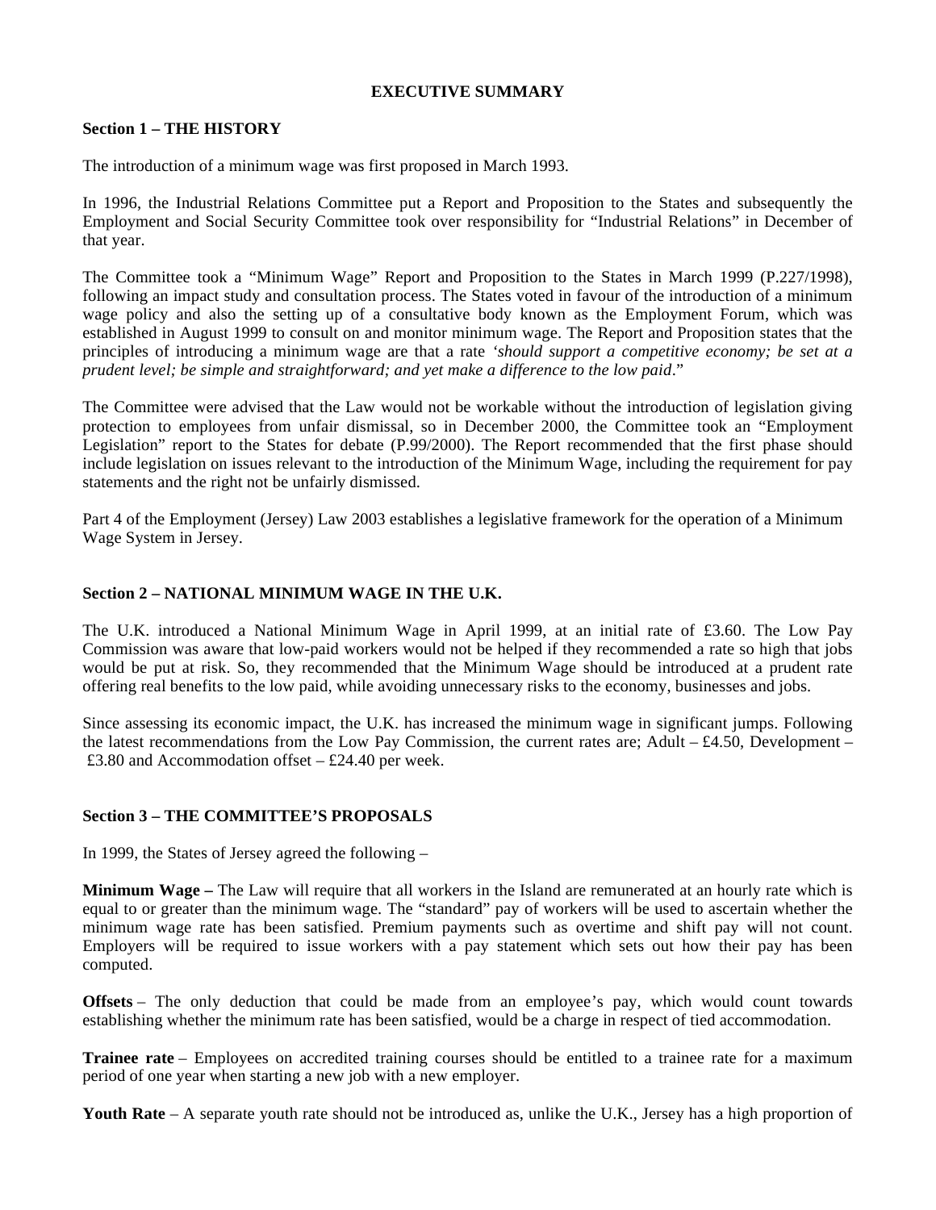**EXECUTIVE SUMMARY**

**Section 1 – THE HISTORY**

The introduction of a minimum wage was first proposed in March 1993.

In 1996, the Industrial Relations Committee put a Report and Proposition to the States and subsequently the Employment and Social Security Committee took over responsibility for "Industrial Relations" in December of that year.

The Committee took a "Minimum Wage" Report and Proposition to the States in March 1999 (P.227/1998), following an impact study and consultation process. The States voted in favour of the introduction of a minimum wage policy and also the setting up of a consultative body known as the Employment Forum, which was established in August 1999 to consult on and monitor minimum wage. The Report and Proposition states that the principles of introducing a minimum wage are that a rate *'should support a competitive economy; be set at a prudent level; be simple and straightforward; and yet make a difference to the low paid*."

The Committee were advised that the Law would not be workable without the introduction of legislation giving protection to employees from unfair dismissal, so in December 2000, the Committee took an "Employment Legislation" report to the States for debate (P.99/2000). The Report recommended that the first phase should include legislation on issues relevant to the introduction of the Minimum Wage, including the requirement for pay statements and the right not be unfairly dismissed.

Part 4 of the Employment (Jersey) Law 2003 establishes a legislative framework for the operation of a Minimum Wage System in Jersey.

**Section 2 – NATIONAL MINIMUM WAGE IN THE U.K.**

The U.K. introduced a National Minimum Wage in April 1999, at an initial rate of £3.60. The Low Pay Commission was aware that low-paid workers would not be helped if they recommended a rate so high that jobs would be put at risk. So, they recommended that the Minimum Wage should be introduced at a prudent rate offering real benefits to the low paid, while avoiding unnecessary risks to the economy, businesses and jobs.

Since assessing its economic impact, the U.K. has increased the minimum wage in significant jumps. Following the latest recommendations from the Low Pay Commission, the current rates are; Adult – £4.50, Development – £3.80 and Accommodation offset – £24.40 per week.

**Section 3 – THE COMMITTEE'S PROPOSALS**

In 1999, the States of Jersey agreed the following –

**Minimum Wage –** The Law will require that all workers in the Island are remunerated at an hourly rate which is equal to or greater than the minimum wage. The "standard" pay of workers will be used to ascertain whether the minimum wage rate has been satisfied. Premium payments such as overtime and shift pay will not count. Employers will be required to issue workers with a pay statement which sets out how their pay has been computed.

**Offsets** – The only deduction that could be made from an employee's pay, which would count towards establishing whether the minimum rate has been satisfied, would be a charge in respect of tied accommodation.

**Trainee rate** – Employees on accredited training courses should be entitled to a trainee rate for a maximum period of one year when starting a new job with a new employer.

**Youth Rate** – A separate youth rate should not be introduced as, unlike the U.K., Jersey has a high proportion of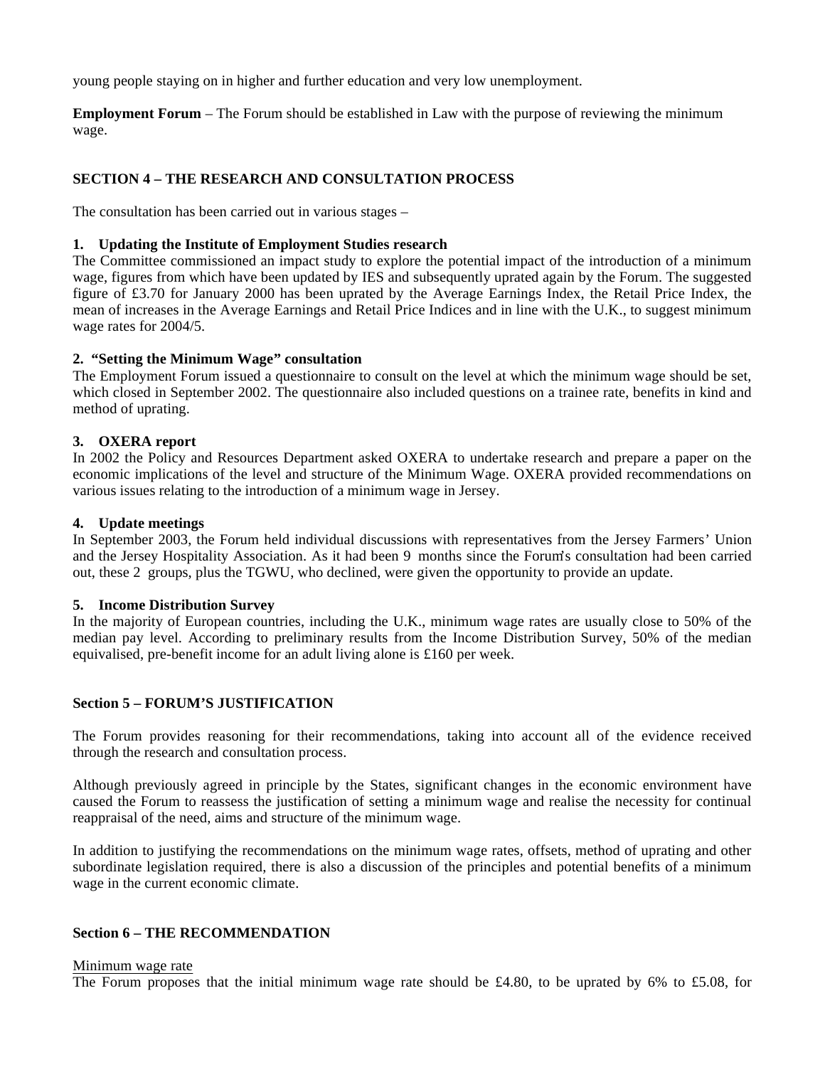young people staying on in higher and further education and very low unemployment.

**Employment Forum** – The Forum should be established in Law with the purpose of reviewing the minimum wage.

## SECTION 4 – THE RESEARCH AND CONSULTATION PROCESS

The consultation has been carried out in various stages –

**1. Updating the Institute of Employment Studies research**

The Committee commissioned an impact study to explore the potential impact of the introduction of a minimum wage, figures from which have been updated by IES and subsequently uprated again by the Forum. The suggested figure of £3.70 for January 2000 has been uprated by the Average Earnings Index, the Retail Price Index, the mean of increases in the Average Earnings and Retail Price Indices and in line with the U.K., to suggest minimum wage rates for 2004/5.

**2. "Setting the Minimum Wage" consultation**

The Employment Forum issued a questionnaire to consult on the level at which the minimum wage should be set, which closed in September 2002. The questionnaire also included questions on a trainee rate, benefits in kind and method of uprating.

**3. OXERA report**

In 2002 the Policy and Resources Department asked OXERA to undertake research and prepare a paper on the economic implications of the level and structure of the Minimum Wage. OXERA provided recommendations on various issues relating to the introduction of a minimum wage in Jersey.

**4. Update meetings**

In September 2003, the Forum held individual discussions with representatives from the Jersey Farmers' Union and the Jersey Hospitality Association. As it had been 9 months since the Forum's consultation had been carried out, these 2 groups, plus the TGWU, who declined, were given the opportunity to provide an update.

**5. Income Distribution Survey**

In the majority of European countries, including the U.K., minimum wage rates are usually close to 50% of the median pay level. According to preliminary results from the Income Distribution Survey, 50% of the median equivalised, pre-benefit income for an adult living alone is £160 per week.

## Section 5 – FORUM'S JUSTIFICATION

The Forum provides reasoning for their recommendations, taking into account all of the evidence received through the research and consultation process.

Although previously agreed in principle by the States, significant changes in the economic environment have caused the Forum to reassess the justification of setting a minimum wage and realise the necessity for continual reappraisal of the need, aims and structure of the minimum wage.

In addition to justifying the recommendations on the minimum wage rates, offsets, method of uprating and other subordinate legislation required, there is also a discussion of the principles and potential benefits of a minimum wage in the current economic climate.

## Section 6 – THE RECOMMENDATION

Minimum wage rate

The Forum proposes that the initial minimum wage rate should be £4.80, to be uprated by 6% to £5.08, for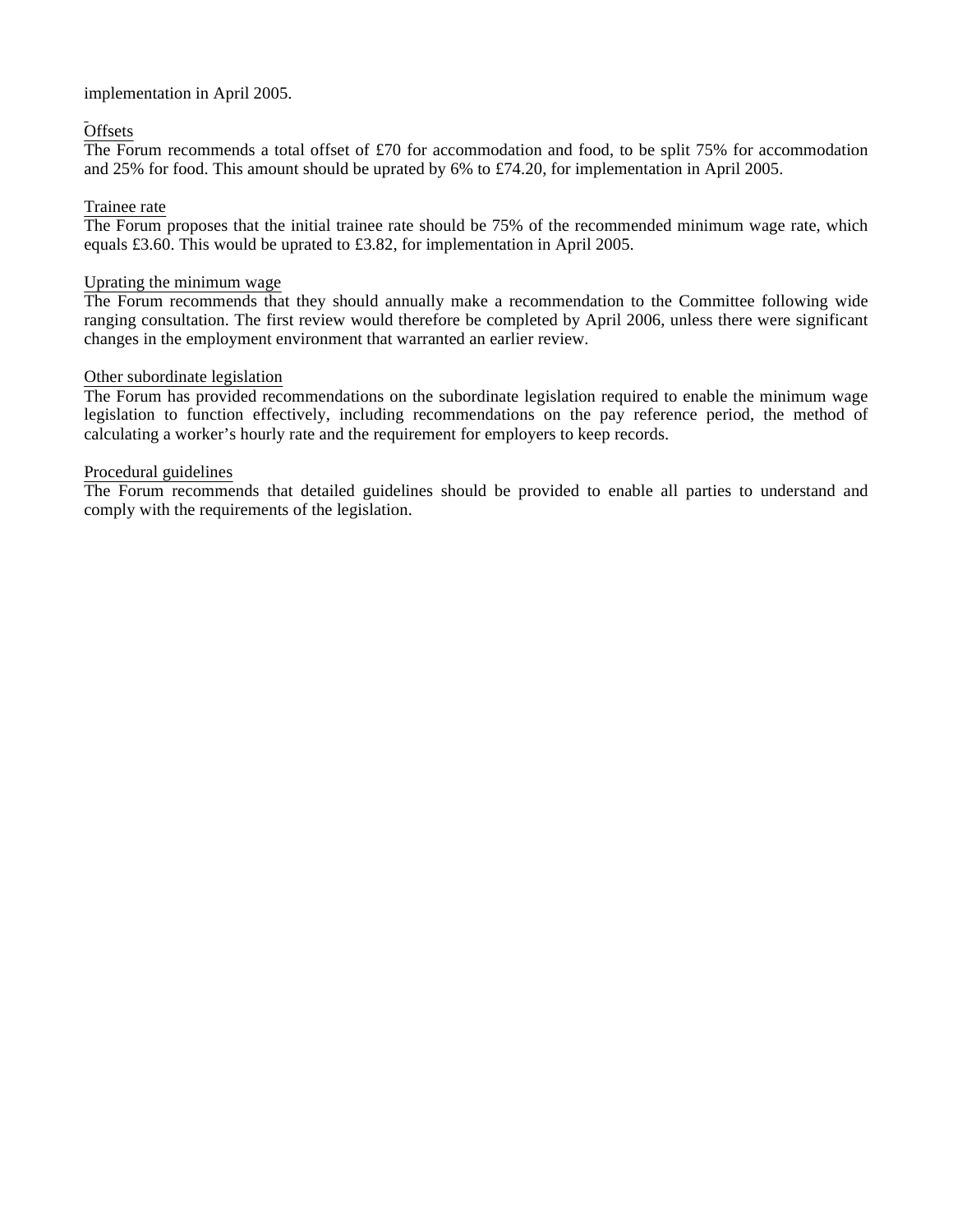implementation in April 2005.

Offsets

The Forum recommends a total offset of £70 for accommodation and food, to be split 75% for accommodation and 25% for food. This amount should be uprated by 6% to £74.20, for implementation in April 2005.

Trainee rate

The Forum proposes that the initial trainee rate should be 75% of the recommended minimum wage rate, which equals £3.60. This would be uprated to £3.82, for implementation in April 2005.

Uprating the minimum wage

The Forum recommends that they should annually make a recommendation to the Committee following wide ranging consultation. The first review would therefore be completed by April 2006, unless there were significant changes in the employment environment that warranted an earlier review.

Other subordinate legislation

The Forum has provided recommendations on the subordinate legislation required to enable the minimum wage legislation to function effectively, including recommendations on the pay reference period, the method of calculating a worker's hourly rate and the requirement for employers to keep records.

Procedural guidelines

The Forum recommends that detailed guidelines should be provided to enable all parties to understand and comply with the requirements of the legislation.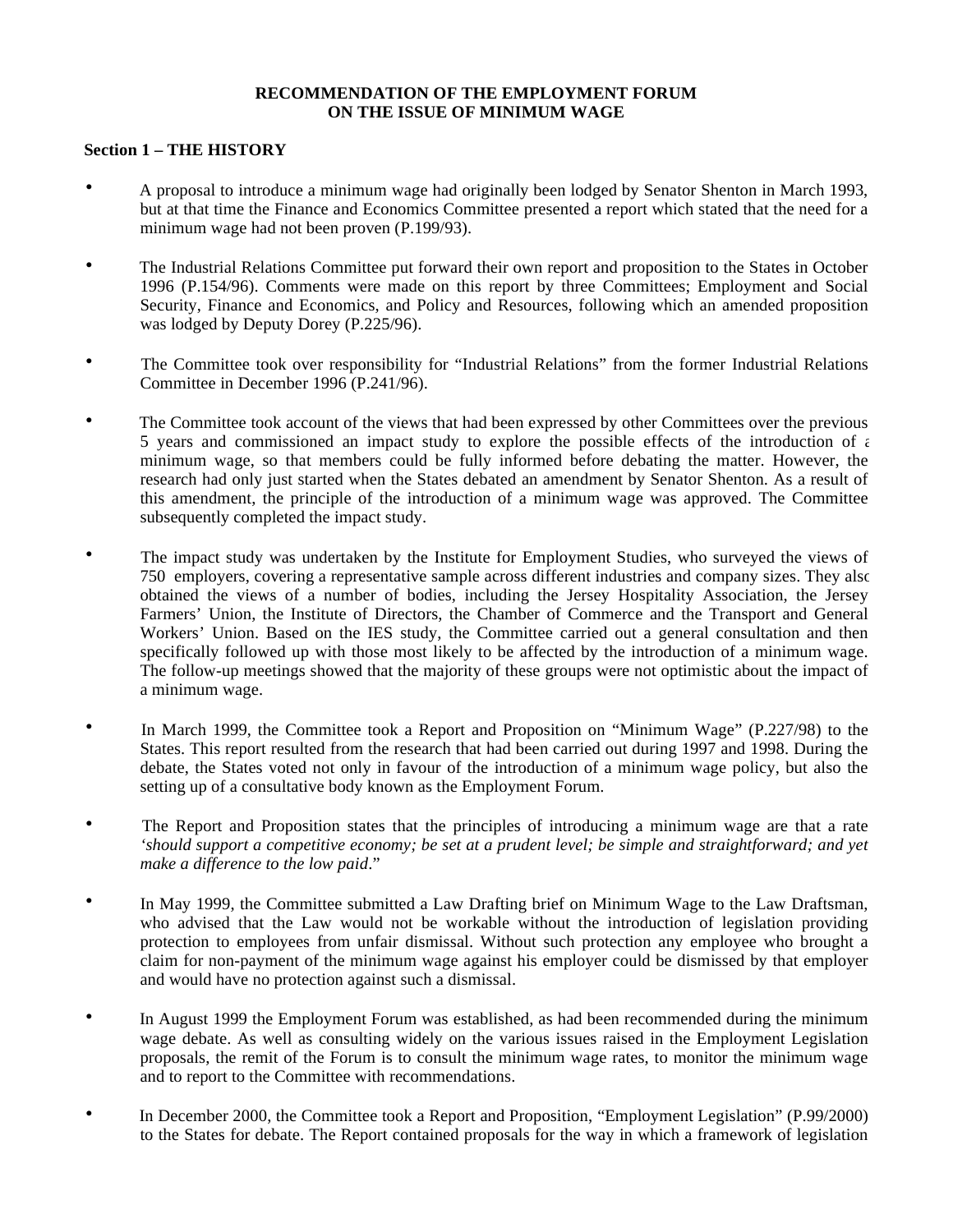**RECOMMENDATION OF THE EMPLOYMENT FORUM ON THE ISSUE OF MINIMUM WAGE**

**Section 1 – THE HISTORY**

- A proposal to introduce a minimum wage had originally been lodged by Senator Shenton in March 1993, but at that time the Finance and Economics Committee presented a report which stated that the need for a minimum wage had not been proven (P.199/93).

- The Industrial Relations Committee put forward their own report and proposition to the States in October 1996 (P.154/96). Comments were made on this report by three Committees; Employment and Social Security, Finance and Economics, and Policy and Resources, following which an amended proposition was lodged by Deputy Dorey (P.225/96).

- The Committee took over responsibility for "Industrial Relations" from the former Industrial Relations Committee in December 1996 (P.241/96).

- The Committee took account of the views that had been expressed by other Committees over the previous 5 years and commissioned an impact study to explore the possible effects of the introduction of a minimum wage, so that members could be fully informed before debating the matter. However, the research had only just started when the States debated an amendment by Senator Shenton. As a result of this amendment, the principle of the introduction of a minimum wage was approved. The Committee subsequently completed the impact study.

- The impact study was undertaken by the Institute for Employment Studies, who surveyed the views of 750 employers, covering a representative sample across different industries and company sizes. They also obtained the views of a number of bodies, including the Jersey Hospitality Association, the Jersey Farmers' Union, the Institute of Directors, the Chamber of Commerce and the Transport and General Workers' Union. Based on the IES study, the Committee carried out a general consultation and then specifically followed up with those most likely to be affected by the introduction of a minimum wage. The follow-up meetings showed that the majority of these groups were not optimistic about the impact of a minimum wage.

- In March 1999, the Committee took a Report and Proposition on "Minimum Wage" (P.227/98) to the States. This report resulted from the research that had been carried out during 1997 and 1998. During the debate, the States voted not only in favour of the introduction of a minimum wage policy, but also the setting up of a consultative body known as the Employment Forum.

- The Report and Proposition states that the principles of introducing a minimum wage are that a rate *'should support a competitive economy; be set at a prudent level; be simple and straightforward; and yet make a difference to the low paid*."

- In May 1999, the Committee submitted a Law Drafting brief on Minimum Wage to the Law Draftsman, who advised that the Law would not be workable without the introduction of legislation providing protection to employees from unfair dismissal. Without such protection any employee who brought a claim for non-payment of the minimum wage against his employer could be dismissed by that employer and would have no protection against such a dismissal.

- In August 1999 the Employment Forum was established, as had been recommended during the minimum wage debate. As well as consulting widely on the various issues raised in the Employment Legislation proposals, the remit of the Forum is to consult the minimum wage rates, to monitor the minimum wage and to report to the Committee with recommendations.

- In December 2000, the Committee took a Report and Proposition, "Employment Legislation" (P.99/2000) to the States for debate. The Report contained proposals for the way in which a framework of legislation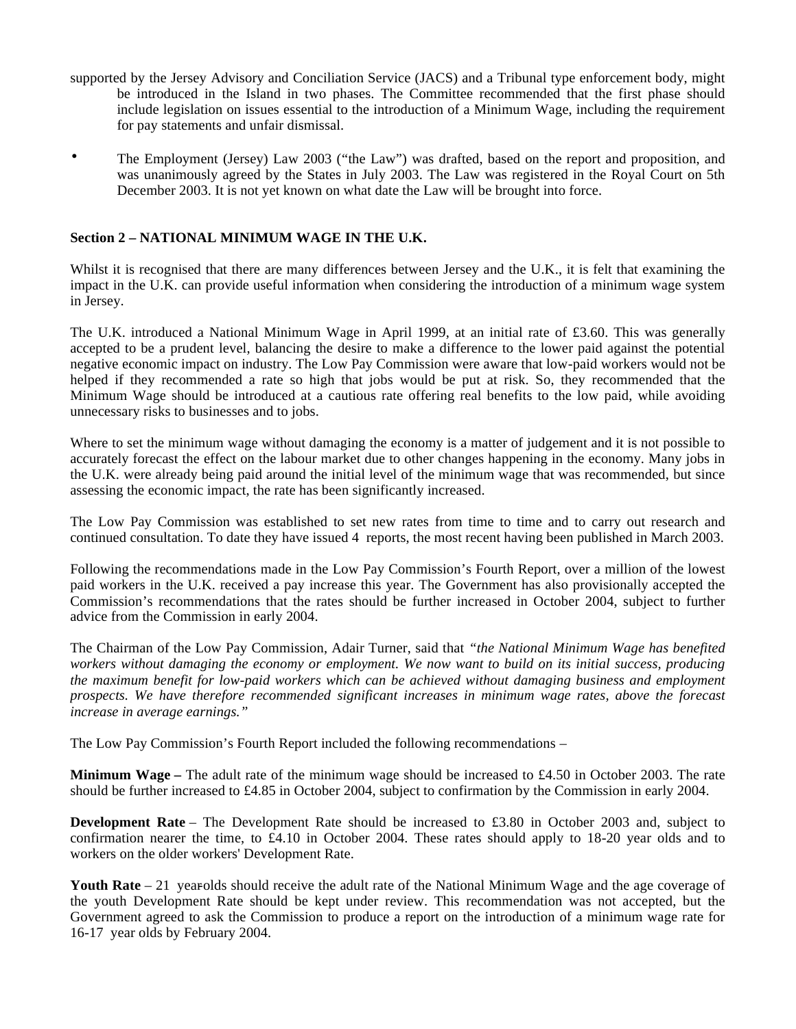supported by the Jersey Advisory and Conciliation Service (JACS) and a Tribunal type enforcement body, might be introduced in the Island in two phases. The Committee recommended that the first phase should include legislation on issues essential to the introduction of a Minimum Wage, including the requirement for pay statements and unfair dismissal.

- The Employment (Jersey) Law 2003 ("the Law") was drafted, based on the report and proposition, and was unanimously agreed by the States in July 2003. The Law was registered in the Royal Court on 5th December 2003. It is not yet known on what date the Law will be brought into force.

## Section 2 – NATIONAL MINIMUM WAGE IN THE U.K.

Whilst it is recognised that there are many differences between Jersey and the U.K., it is felt that examining the impact in the U.K. can provide useful information when considering the introduction of a minimum wage system in Jersey.

The U.K. introduced a National Minimum Wage in April 1999, at an initial rate of £3.60. This was generally accepted to be a prudent level, balancing the desire to make a difference to the lower paid against the potential negative economic impact on industry. The Low Pay Commission were aware that low-paid workers would not be helped if they recommended a rate so high that jobs would be put at risk. So, they recommended that the Minimum Wage should be introduced at a cautious rate offering real benefits to the low paid, while avoiding unnecessary risks to businesses and to jobs.

Where to set the minimum wage without damaging the economy is a matter of judgement and it is not possible to accurately forecast the effect on the labour market due to other changes happening in the economy. Many jobs in the U.K. were already being paid around the initial level of the minimum wage that was recommended, but since assessing the economic impact, the rate has been significantly increased.

The Low Pay Commission was established to set new rates from time to time and to carry out research and continued consultation. To date they have issued 4 reports, the most recent having been published in March 2003.

Following the recommendations made in the Low Pay Commission's Fourth Report, over a million of the lowest paid workers in the U.K. received a pay increase this year. The Government has also provisionally accepted the Commission's recommendations that the rates should be further increased in October 2004, subject to further advice from the Commission in early 2004.

The Chairman of the Low Pay Commission, Adair Turner, said that *"the National Minimum Wage has benefited workers without damaging the economy or employment. We now want to build on its initial success, producing the maximum benefit for low-paid workers which can be achieved without damaging business and employment prospects. We have therefore recommended significant increases in minimum wage rates, above the forecast increase in average earnings."*

The Low Pay Commission's Fourth Report included the following recommendations –

**Minimum Wage –** The adult rate of the minimum wage should be increased to £4.50 in October 2003. The rate should be further increased to £4.85 in October 2004, subject to confirmation by the Commission in early 2004.

**Development Rate** – The Development Rate should be increased to £3.80 in October 2003 and, subject to confirmation nearer the time, to £4.10 in October 2004. These rates should apply to 18-20 year olds and to workers on the older workers' Development Rate.

**Youth Rate** – 21 year-olds should receive the adult rate of the National Minimum Wage and the age coverage of the youth Development Rate should be kept under review. This recommendation was not accepted, but the Government agreed to ask the Commission to produce a report on the introduction of a minimum wage rate for 16-17 year olds by February 2004.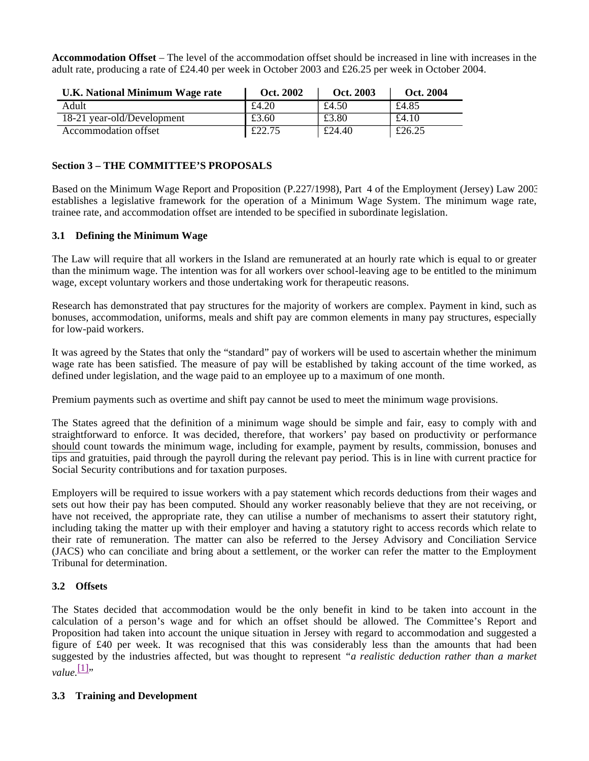**Accommodation Offset** – The level of the accommodation offset should be increased in line with increases in the adult rate, producing a rate of £24.40 per week in October 2003 and £26.25 per week in October 2004.

| U.K. National Minimum Wage rate | Oct. 2002 | Oct. 2003 | Oct. 2004 |
|---|---|---|---|
| Adult | £4.20 | £4.50 | £4.85 |
| 18-21 year-old/Development | £3.60 | £3.80 | £4.10 |
| Accommodation offset | £22.75 | £24.40 | £26.25 |

### Section 3 – THE COMMITTEE'S PROPOSALS

Based on the Minimum Wage Report and Proposition (P.227/1998), Part 4 of the Employment (Jersey) Law 2003 establishes a legislative framework for the operation of a Minimum Wage System. The minimum wage rate, trainee rate, and accommodation offset are intended to be specified in subordinate legislation.

#### 3.1 Defining the Minimum Wage

The Law will require that all workers in the Island are remunerated at an hourly rate which is equal to or greater than the minimum wage. The intention was for all workers over school-leaving age to be entitled to the minimum wage, except voluntary workers and those undertaking work for therapeutic reasons.

Research has demonstrated that pay structures for the majority of workers are complex. Payment in kind, such as bonuses, accommodation, uniforms, meals and shift pay are common elements in many pay structures, especially for low-paid workers.

It was agreed by the States that only the "standard" pay of workers will be used to ascertain whether the minimum wage rate has been satisfied. The measure of pay will be established by taking account of the time worked, as defined under legislation, and the wage paid to an employee up to a maximum of one month.

Premium payments such as overtime and shift pay cannot be used to meet the minimum wage provisions.

The States agreed that the definition of a minimum wage should be simple and fair, easy to comply with and straightforward to enforce. It was decided, therefore, that workers' pay based on productivity or performance should count towards the minimum wage, including for example, payment by results, commission, bonuses and tips and gratuities, paid through the payroll during the relevant pay period. This is in line with current practice for Social Security contributions and for taxation purposes.

Employers will be required to issue workers with a pay statement which records deductions from their wages and sets out how their pay has been computed. Should any worker reasonably believe that they are not receiving, or have not received, the appropriate rate, they can utilise a number of mechanisms to assert their statutory right, including taking the matter up with their employer and having a statutory right to access records which relate to their rate of remuneration. The matter can also be referred to the Jersey Advisory and Conciliation Service (JACS) who can conciliate and bring about a settlement, or the worker can refer the matter to the Employment Tribunal for determination.

#### 3.2 Offsets

The States decided that accommodation would be the only benefit in kind to be taken into account in the calculation of a person's wage and for which an offset should be allowed. The Committee's Report and Proposition had taken into account the unique situation in Jersey with regard to accommodation and suggested a figure of £40 per week. It was recognised that this was considerably less than the amounts that had been suggested by the industries affected, but was thought to represent *"a realistic deduction rather than a market value.*[1]*"*

#### 3.3 Training and Development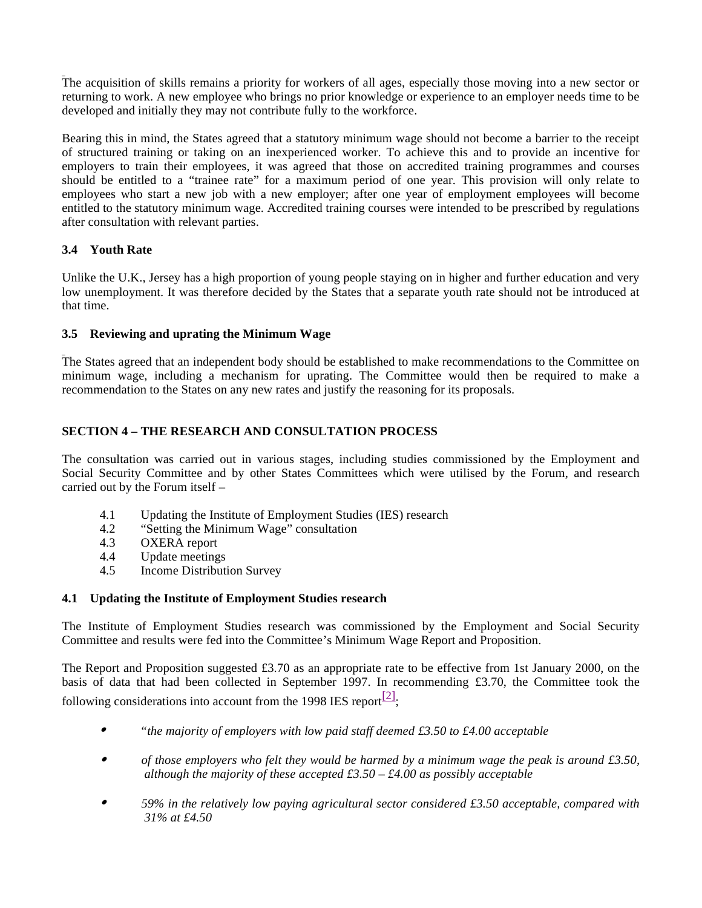The acquisition of skills remains a priority for workers of all ages, especially those moving into a new sector or returning to work. A new employee who brings no prior knowledge or experience to an employer needs time to be developed and initially they may not contribute fully to the workforce.

Bearing this in mind, the States agreed that a statutory minimum wage should not become a barrier to the receipt of structured training or taking on an inexperienced worker. To achieve this and to provide an incentive for employers to train their employees, it was agreed that those on accredited training programmes and courses should be entitled to a "trainee rate" for a maximum period of one year. This provision will only relate to employees who start a new job with a new employer; after one year of employment employees will become entitled to the statutory minimum wage. Accredited training courses were intended to be prescribed by regulations after consultation with relevant parties.

### 3.4 Youth Rate

Unlike the U.K., Jersey has a high proportion of young people staying on in higher and further education and very low unemployment. It was therefore decided by the States that a separate youth rate should not be introduced at that time.

### 3.5 Reviewing and uprating the Minimum Wage

The States agreed that an independent body should be established to make recommendations to the Committee on minimum wage, including a mechanism for uprating. The Committee would then be required to make a recommendation to the States on any new rates and justify the reasoning for its proposals.

## SECTION 4 – THE RESEARCH AND CONSULTATION PROCESS

The consultation was carried out in various stages, including studies commissioned by the Employment and Social Security Committee and by other States Committees which were utilised by the Forum, and research carried out by the Forum itself –

4.1 Updating the Institute of Employment Studies (IES) research
4.2 "Setting the Minimum Wage" consultation
4.3 OXERA report
4.4 Update meetings
4.5 Income Distribution Survey

### 4.1 Updating the Institute of Employment Studies research

The Institute of Employment Studies research was commissioned by the Employment and Social Security Committee and results were fed into the Committee's Minimum Wage Report and Proposition.

The Report and Proposition suggested £3.70 as an appropriate rate to be effective from 1st January 2000, on the basis of data that had been collected in September 1997. In recommending £3.70, the Committee took the following considerations into account from the 1998 IES report[2]:

- "*the majority of employers with low paid staff deemed £3.50 to £4.00 acceptable*
- *of those employers who felt they would be harmed by a minimum wage the peak is around £3.50, although the majority of these accepted £3.50 – £4.00 as possibly acceptable*
- *59% in the relatively low paying agricultural sector considered £3.50 acceptable, compared with 31% at £4.50*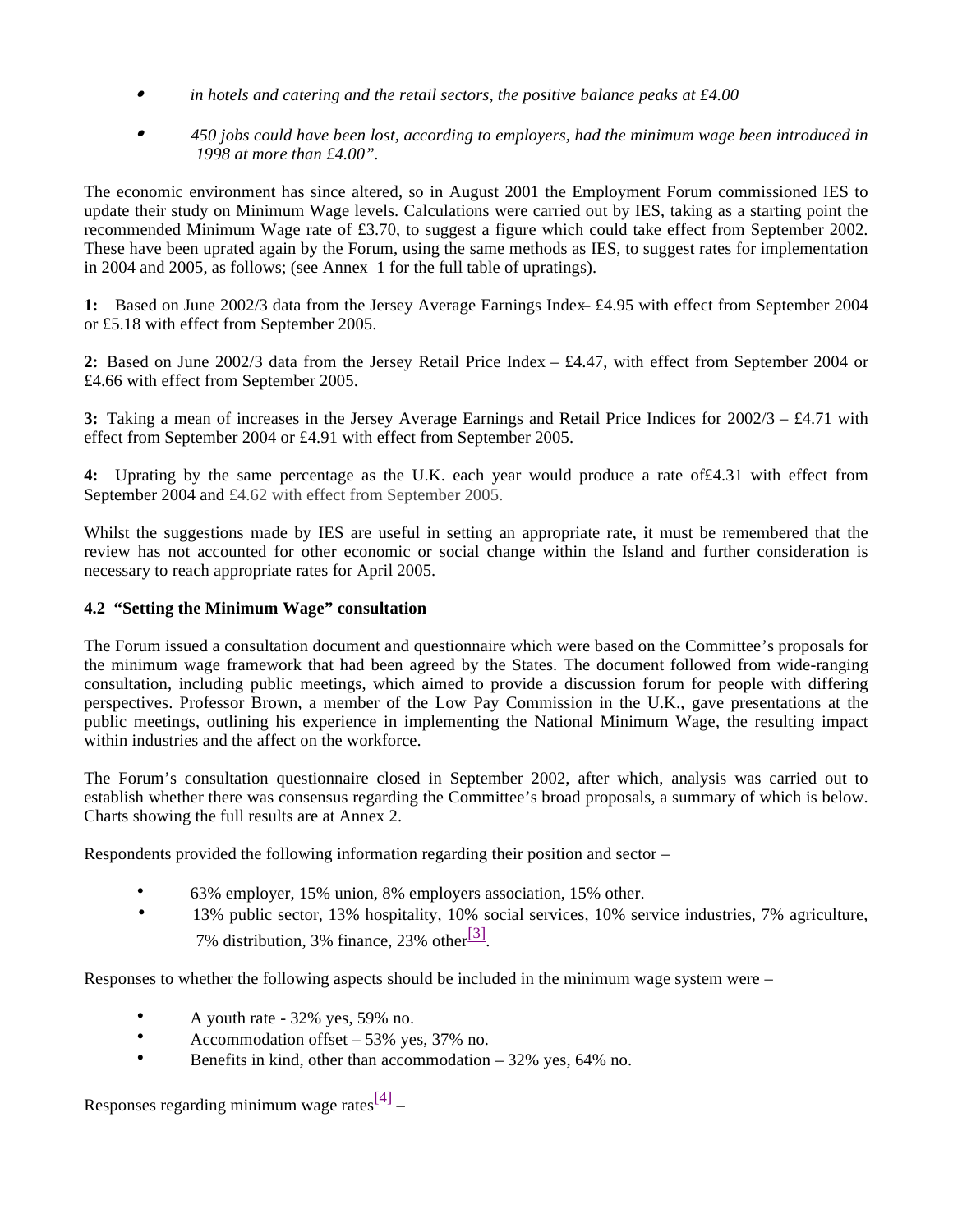- *in hotels and catering and the retail sectors, the positive balance peaks at £4.00*
- *450 jobs could have been lost, according to employers, had the minimum wage been introduced in 1998 at more than £4.00".*

The economic environment has since altered, so in August 2001 the Employment Forum commissioned IES to update their study on Minimum Wage levels. Calculations were carried out by IES, taking as a starting point the recommended Minimum Wage rate of £3.70, to suggest a figure which could take effect from September 2002. These have been uprated again by the Forum, using the same methods as IES, to suggest rates for implementation in 2004 and 2005, as follows; (see Annex 1 for the full table of upratings).

**1:** Based on June 2002/3 data from the Jersey Average Earnings Index – £4.95 with effect from September 2004 or £5.18 with effect from September 2005.

**2:** Based on June 2002/3 data from the Jersey Retail Price Index – £4.47, with effect from September 2004 or £4.66 with effect from September 2005.

**3:** Taking a mean of increases in the Jersey Average Earnings and Retail Price Indices for 2002/3 – £4.71 with effect from September 2004 or £4.91 with effect from September 2005.

**4:** Uprating by the same percentage as the U.K. each year would produce a rate of £4.31 with effect from September 2004 and £4.62 with effect from September 2005.

Whilst the suggestions made by IES are useful in setting an appropriate rate, it must be remembered that the review has not accounted for other economic or social change within the Island and further consideration is necessary to reach appropriate rates for April 2005.

**4.2 "Setting the Minimum Wage" consultation**

The Forum issued a consultation document and questionnaire which were based on the Committee's proposals for the minimum wage framework that had been agreed by the States. The document followed from wide-ranging consultation, including public meetings, which aimed to provide a discussion forum for people with differing perspectives. Professor Brown, a member of the Low Pay Commission in the U.K., gave presentations at the public meetings, outlining his experience in implementing the National Minimum Wage, the resulting impact within industries and the affect on the workforce.

The Forum's consultation questionnaire closed in September 2002, after which, analysis was carried out to establish whether there was consensus regarding the Committee's broad proposals, a summary of which is below. Charts showing the full results are at Annex 2.

Respondents provided the following information regarding their position and sector –

- 63% employer, 15% union, 8% employers association, 15% other.
- 13% public sector, 13% hospitality, 10% social services, 10% service industries, 7% agriculture, 7% distribution, 3% finance, 23% other[3].

Responses to whether the following aspects should be included in the minimum wage system were –

- A youth rate - 32% yes, 59% no.
- Accommodation offset – 53% yes, 37% no.
- Benefits in kind, other than accommodation – 32% yes, 64% no.

Responses regarding minimum wage rates[4] –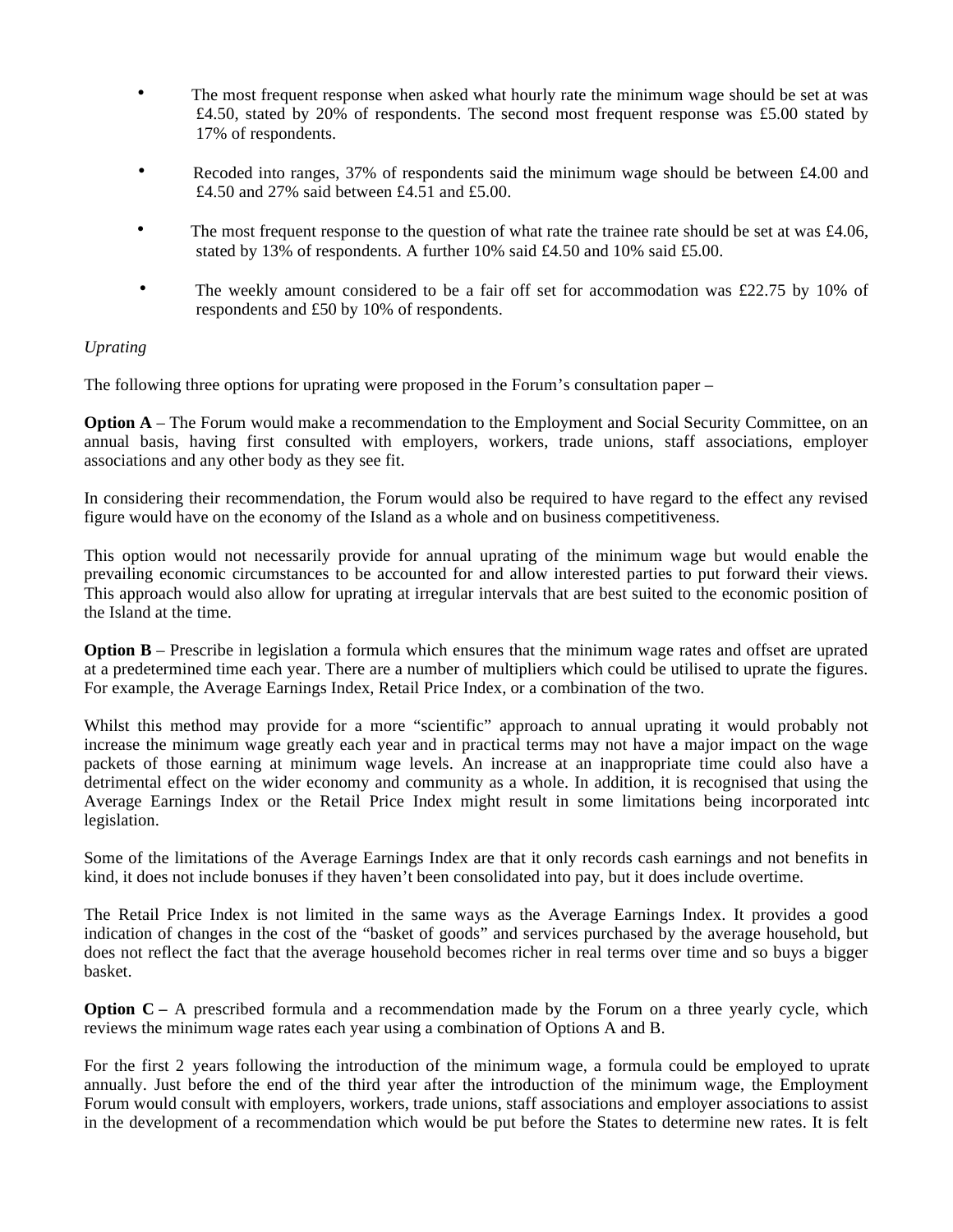- The most frequent response when asked what hourly rate the minimum wage should be set at was £4.50, stated by 20% of respondents. The second most frequent response was £5.00 stated by 17% of respondents.

- Recoded into ranges, 37% of respondents said the minimum wage should be between £4.00 and £4.50 and 27% said between £4.51 and £5.00.

- The most frequent response to the question of what rate the trainee rate should be set at was £4.06, stated by 13% of respondents. A further 10% said £4.50 and 10% said £5.00.

- The weekly amount considered to be a fair off set for accommodation was £22.75 by 10% of respondents and £50 by 10% of respondents.

*Uprating*

The following three options for uprating were proposed in the Forum's consultation paper –

**Option A** – The Forum would make a recommendation to the Employment and Social Security Committee, on an annual basis, having first consulted with employers, workers, trade unions, staff associations, employer associations and any other body as they see fit.

In considering their recommendation, the Forum would also be required to have regard to the effect any revised figure would have on the economy of the Island as a whole and on business competitiveness.

This option would not necessarily provide for annual uprating of the minimum wage but would enable the prevailing economic circumstances to be accounted for and allow interested parties to put forward their views. This approach would also allow for uprating at irregular intervals that are best suited to the economic position of the Island at the time.

**Option B** – Prescribe in legislation a formula which ensures that the minimum wage rates and offset are uprated at a predetermined time each year. There are a number of multipliers which could be utilised to uprate the figures. For example, the Average Earnings Index, Retail Price Index, or a combination of the two.

Whilst this method may provide for a more "scientific" approach to annual uprating it would probably not increase the minimum wage greatly each year and in practical terms may not have a major impact on the wage packets of those earning at minimum wage levels. An increase at an inappropriate time could also have a detrimental effect on the wider economy and community as a whole. In addition, it is recognised that using the Average Earnings Index or the Retail Price Index might result in some limitations being incorporated into legislation.

Some of the limitations of the Average Earnings Index are that it only records cash earnings and not benefits in kind, it does not include bonuses if they haven't been consolidated into pay, but it does include overtime.

The Retail Price Index is not limited in the same ways as the Average Earnings Index. It provides a good indication of changes in the cost of the "basket of goods" and services purchased by the average household, but does not reflect the fact that the average household becomes richer in real terms over time and so buys a bigger basket.

**Option C –** A prescribed formula and a recommendation made by the Forum on a three yearly cycle, which reviews the minimum wage rates each year using a combination of Options A and B.

For the first 2 years following the introduction of the minimum wage, a formula could be employed to uprate annually. Just before the end of the third year after the introduction of the minimum wage, the Employment Forum would consult with employers, workers, trade unions, staff associations and employer associations to assist in the development of a recommendation which would be put before the States to determine new rates. It is felt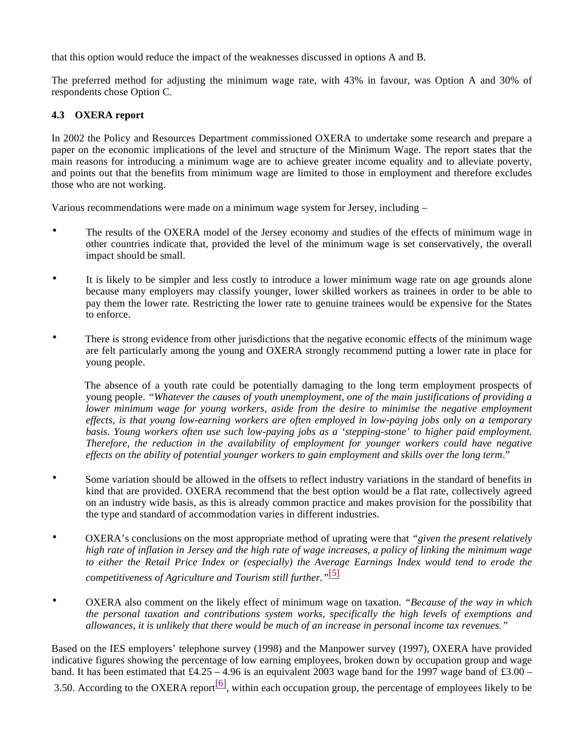that this option would reduce the impact of the weaknesses discussed in options A and B.

The preferred method for adjusting the minimum wage rate, with 43% in favour, was Option A and 30% of respondents chose Option C.

### 4.3 OXERA report

In 2002 the Policy and Resources Department commissioned OXERA to undertake some research and prepare a paper on the economic implications of the level and structure of the Minimum Wage. The report states that the main reasons for introducing a minimum wage are to achieve greater income equality and to alleviate poverty, and points out that the benefits from minimum wage are limited to those in employment and therefore excludes those who are not working.

Various recommendations were made on a minimum wage system for Jersey, including –

- The results of the OXERA model of the Jersey economy and studies of the effects of minimum wage in other countries indicate that, provided the level of the minimum wage is set conservatively, the overall impact should be small.

- It is likely to be simpler and less costly to introduce a lower minimum wage rate on age grounds alone because many employers may classify younger, lower skilled workers as trainees in order to be able to pay them the lower rate. Restricting the lower rate to genuine trainees would be expensive for the States to enforce.

- There is strong evidence from other jurisdictions that the negative economic effects of the minimum wage are felt particularly among the young and OXERA strongly recommend putting a lower rate in place for young people.

  The absence of a youth rate could be potentially damaging to the long term employment prospects of young people. *"Whatever the causes of youth unemployment, one of the main justifications of providing a lower minimum wage for young workers, aside from the desire to minimise the negative employment effects, is that young low-earning workers are often employed in low-paying jobs only on a temporary basis. Young workers often use such low-paying jobs as a 'stepping-stone' to higher paid employment. Therefore, the reduction in the availability of employment for younger workers could have negative effects on the ability of potential younger workers to gain employment and skills over the long term*."

- Some variation should be allowed in the offsets to reflect industry variations in the standard of benefits in kind that are provided. OXERA recommend that the best option would be a flat rate, collectively agreed on an industry wide basis, as this is already common practice and makes provision for the possibility that the type and standard of accommodation varies in different industries.

- OXERA's conclusions on the most appropriate method of uprating were that *"given the present relatively high rate of inflation in Jersey and the high rate of wage increases, a policy of linking the minimum wage to either the Retail Price Index or (especially) the Average Earnings Index would tend to erode the competitiveness of Agriculture and Tourism still further."*[5]

- OXERA also comment on the likely effect of minimum wage on taxation. *"Because of the way in which the personal taxation and contributions system works, specifically the high levels of exemptions and allowances, it is unlikely that there would be much of an increase in personal income tax revenues."*

Based on the IES employers' telephone survey (1998) and the Manpower survey (1997), OXERA have provided indicative figures showing the percentage of low earning employees, broken down by occupation group and wage band. It has been estimated that £4.25 – 4.96 is an equivalent 2003 wage band for the 1997 wage band of £3.00 – 3.50. According to the OXERA report[6], within each occupation group, the percentage of employees likely to be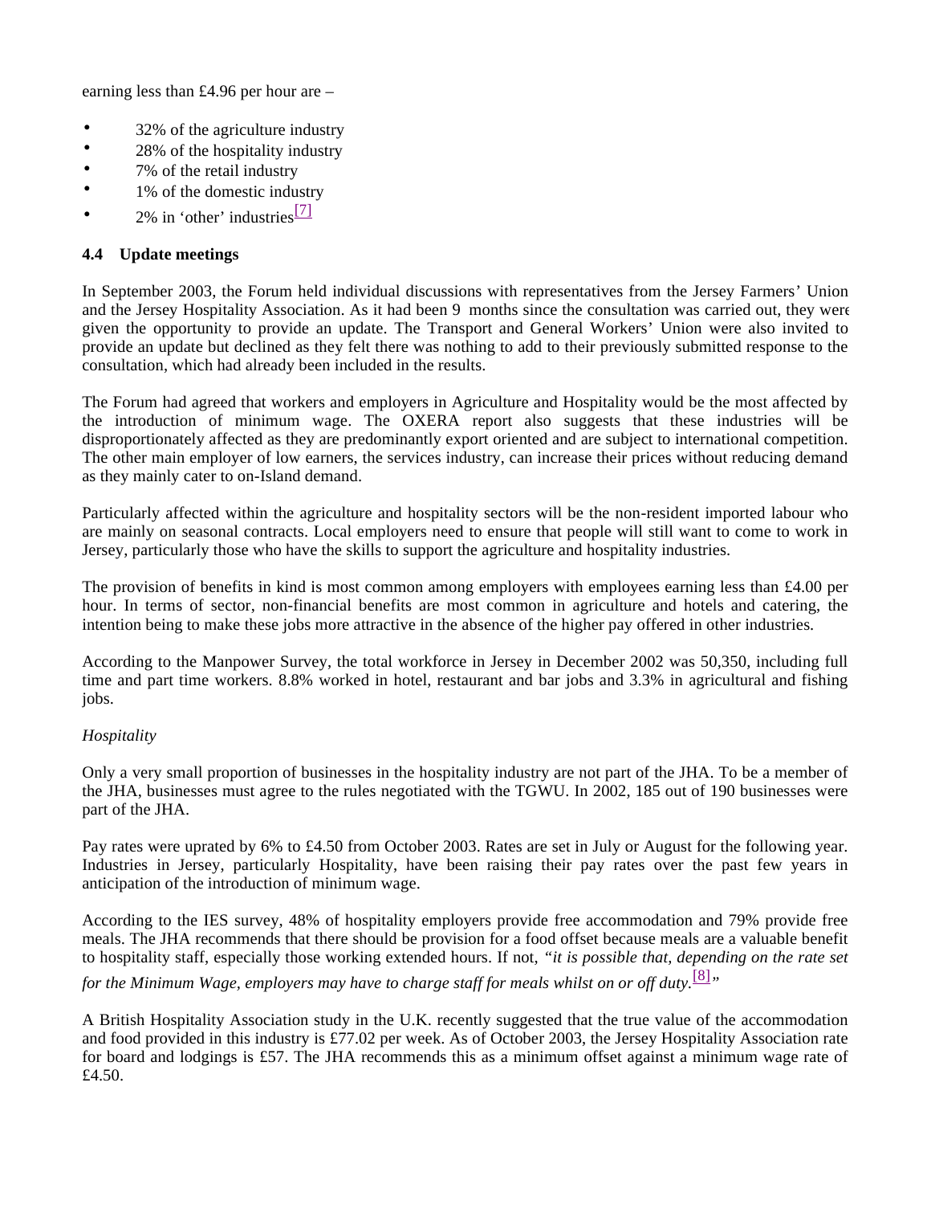earning less than £4.96 per hour are –

- 32% of the agriculture industry
- 28% of the hospitality industry
- 7% of the retail industry
- 1% of the domestic industry
- 2% in 'other' industries[7]

**4.4 Update meetings**

In September 2003, the Forum held individual discussions with representatives from the Jersey Farmers' Union and the Jersey Hospitality Association. As it had been 9 months since the consultation was carried out, they were given the opportunity to provide an update. The Transport and General Workers' Union were also invited to provide an update but declined as they felt there was nothing to add to their previously submitted response to the consultation, which had already been included in the results.

The Forum had agreed that workers and employers in Agriculture and Hospitality would be the most affected by the introduction of minimum wage. The OXERA report also suggests that these industries will be disproportionately affected as they are predominantly export oriented and are subject to international competition. The other main employer of low earners, the services industry, can increase their prices without reducing demand as they mainly cater to on-Island demand.

Particularly affected within the agriculture and hospitality sectors will be the non-resident imported labour who are mainly on seasonal contracts. Local employers need to ensure that people will still want to come to work in Jersey, particularly those who have the skills to support the agriculture and hospitality industries.

The provision of benefits in kind is most common among employers with employees earning less than £4.00 per hour. In terms of sector, non-financial benefits are most common in agriculture and hotels and catering, the intention being to make these jobs more attractive in the absence of the higher pay offered in other industries.

According to the Manpower Survey, the total workforce in Jersey in December 2002 was 50,350, including full time and part time workers. 8.8% worked in hotel, restaurant and bar jobs and 3.3% in agricultural and fishing jobs.

*Hospitality*

Only a very small proportion of businesses in the hospitality industry are not part of the JHA. To be a member of the JHA, businesses must agree to the rules negotiated with the TGWU. In 2002, 185 out of 190 businesses were part of the JHA.

Pay rates were uprated by 6% to £4.50 from October 2003. Rates are set in July or August for the following year. Industries in Jersey, particularly Hospitality, have been raising their pay rates over the past few years in anticipation of the introduction of minimum wage.

According to the IES survey, 48% of hospitality employers provide free accommodation and 79% provide free meals. The JHA recommends that there should be provision for a food offset because meals are a valuable benefit to hospitality staff, especially those working extended hours. If not, *"it is possible that, depending on the rate set for the Minimum Wage, employers may have to charge staff for meals whilst on or off duty.*[8]*"*

A British Hospitality Association study in the U.K. recently suggested that the true value of the accommodation and food provided in this industry is £77.02 per week. As of October 2003, the Jersey Hospitality Association rate for board and lodgings is £57. The JHA recommends this as a minimum offset against a minimum wage rate of £4.50.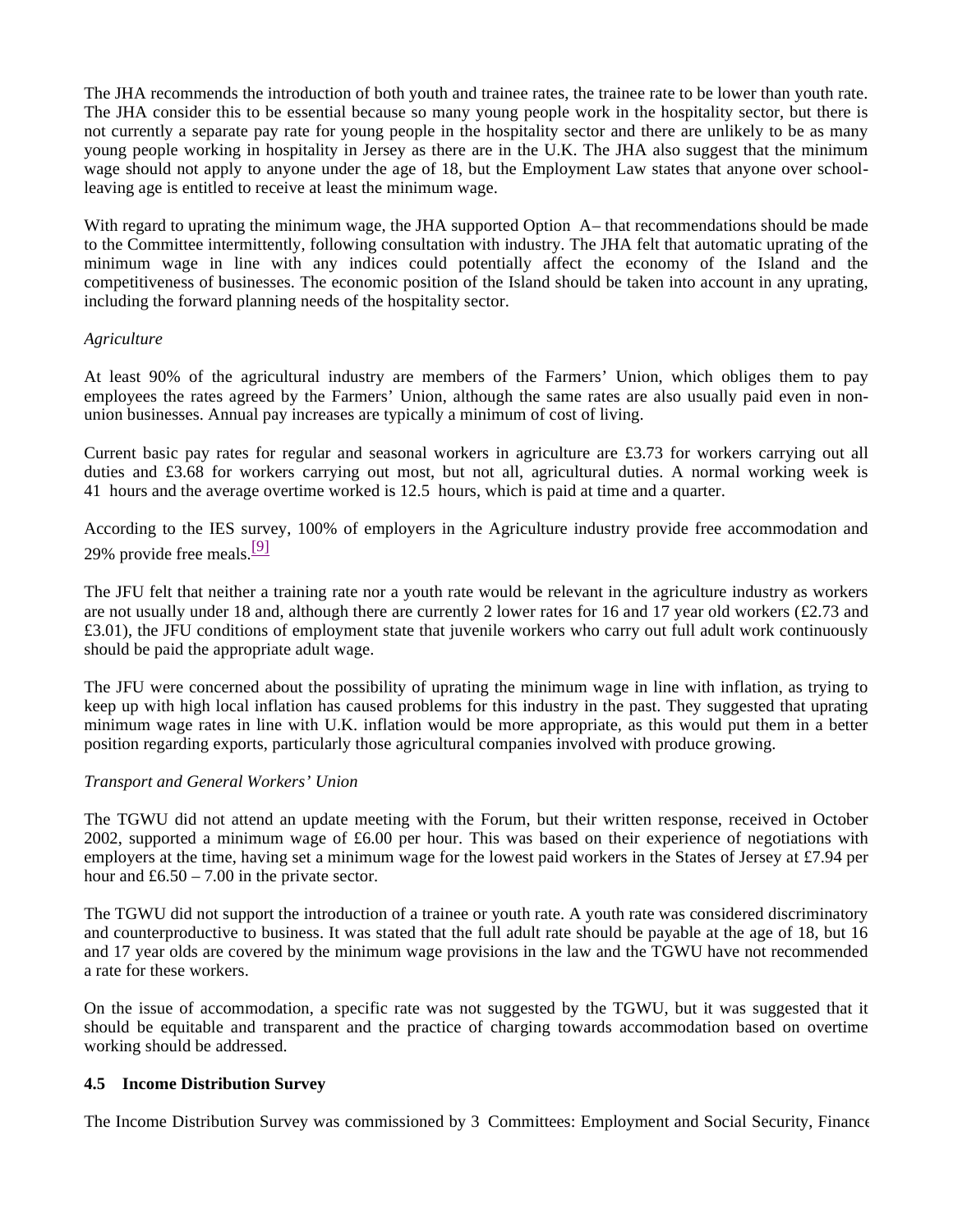The JHA recommends the introduction of both youth and trainee rates, the trainee rate to be lower than youth rate. The JHA consider this to be essential because so many young people work in the hospitality sector, but there is not currently a separate pay rate for young people in the hospitality sector and there are unlikely to be as many young people working in hospitality in Jersey as there are in the U.K. The JHA also suggest that the minimum wage should not apply to anyone under the age of 18, but the Employment Law states that anyone over school-leaving age is entitled to receive at least the minimum wage.

With regard to uprating the minimum wage, the JHA supported Option A– that recommendations should be made to the Committee intermittently, following consultation with industry. The JHA felt that automatic uprating of the minimum wage in line with any indices could potentially affect the economy of the Island and the competitiveness of businesses. The economic position of the Island should be taken into account in any uprating, including the forward planning needs of the hospitality sector.

*Agriculture*

At least 90% of the agricultural industry are members of the Farmers' Union, which obliges them to pay employees the rates agreed by the Farmers' Union, although the same rates are also usually paid even in non-union businesses. Annual pay increases are typically a minimum of cost of living.

Current basic pay rates for regular and seasonal workers in agriculture are £3.73 for workers carrying out all duties and £3.68 for workers carrying out most, but not all, agricultural duties. A normal working week is 41 hours and the average overtime worked is 12.5 hours, which is paid at time and a quarter.

According to the IES survey, 100% of employers in the Agriculture industry provide free accommodation and 29% provide free meals.[9]

The JFU felt that neither a training rate nor a youth rate would be relevant in the agriculture industry as workers are not usually under 18 and, although there are currently 2 lower rates for 16 and 17 year old workers (£2.73 and £3.01), the JFU conditions of employment state that juvenile workers who carry out full adult work continuously should be paid the appropriate adult wage.

The JFU were concerned about the possibility of uprating the minimum wage in line with inflation, as trying to keep up with high local inflation has caused problems for this industry in the past. They suggested that uprating minimum wage rates in line with U.K. inflation would be more appropriate, as this would put them in a better position regarding exports, particularly those agricultural companies involved with produce growing.

*Transport and General Workers' Union*

The TGWU did not attend an update meeting with the Forum, but their written response, received in October 2002, supported a minimum wage of £6.00 per hour. This was based on their experience of negotiations with employers at the time, having set a minimum wage for the lowest paid workers in the States of Jersey at £7.94 per hour and £6.50 – 7.00 in the private sector.

The TGWU did not support the introduction of a trainee or youth rate. A youth rate was considered discriminatory and counterproductive to business. It was stated that the full adult rate should be payable at the age of 18, but 16 and 17 year olds are covered by the minimum wage provisions in the law and the TGWU have not recommended a rate for these workers.

On the issue of accommodation, a specific rate was not suggested by the TGWU, but it was suggested that it should be equitable and transparent and the practice of charging towards accommodation based on overtime working should be addressed.

**4.5 Income Distribution Survey**

The Income Distribution Survey was commissioned by 3 Committees: Employment and Social Security, Finance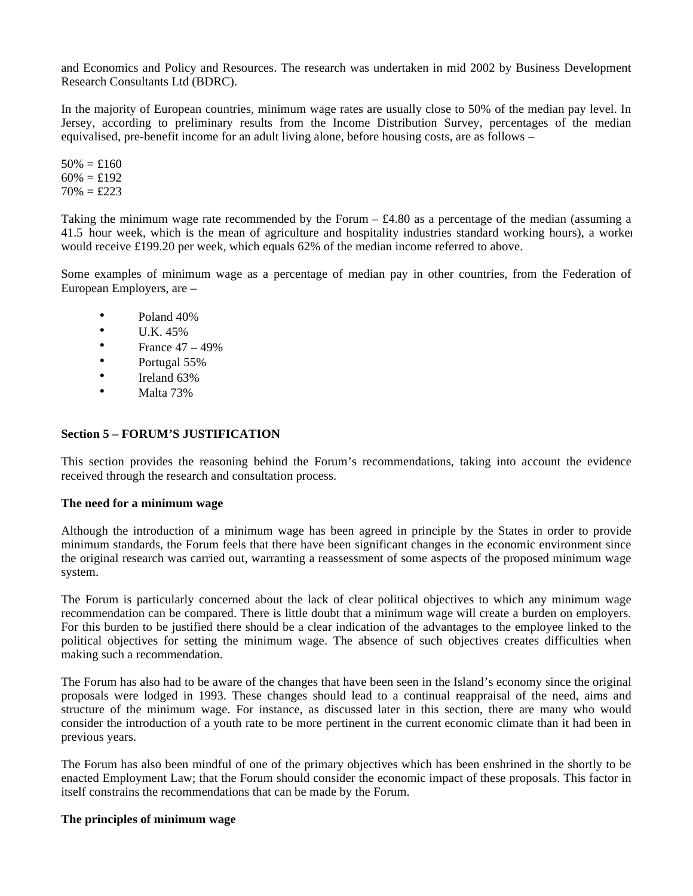and Economics and Policy and Resources. The research was undertaken in mid 2002 by Business Development Research Consultants Ltd (BDRC).

In the majority of European countries, minimum wage rates are usually close to 50% of the median pay level. In Jersey, according to preliminary results from the Income Distribution Survey, percentages of the median equivalised, pre-benefit income for an adult living alone, before housing costs, are as follows –

50% = £160
60% = £192
70% = £223

Taking the minimum wage rate recommended by the Forum – £4.80 as a percentage of the median (assuming a 41.5 hour week, which is the mean of agriculture and hospitality industries standard working hours), a worker would receive £199.20 per week, which equals 62% of the median income referred to above.

Some examples of minimum wage as a percentage of median pay in other countries, from the Federation of European Employers, are –

- Poland 40%
- U.K. 45%
- France 47 – 49%
- Portugal 55%
- Ireland 63%
- Malta 73%

**Section 5 – FORUM'S JUSTIFICATION**

This section provides the reasoning behind the Forum's recommendations, taking into account the evidence received through the research and consultation process.

**The need for a minimum wage**

Although the introduction of a minimum wage has been agreed in principle by the States in order to provide minimum standards, the Forum feels that there have been significant changes in the economic environment since the original research was carried out, warranting a reassessment of some aspects of the proposed minimum wage system.

The Forum is particularly concerned about the lack of clear political objectives to which any minimum wage recommendation can be compared. There is little doubt that a minimum wage will create a burden on employers. For this burden to be justified there should be a clear indication of the advantages to the employee linked to the political objectives for setting the minimum wage. The absence of such objectives creates difficulties when making such a recommendation.

The Forum has also had to be aware of the changes that have been seen in the Island's economy since the original proposals were lodged in 1993. These changes should lead to a continual reappraisal of the need, aims and structure of the minimum wage. For instance, as discussed later in this section, there are many who would consider the introduction of a youth rate to be more pertinent in the current economic climate than it had been in previous years.

The Forum has also been mindful of one of the primary objectives which has been enshrined in the shortly to be enacted Employment Law; that the Forum should consider the economic impact of these proposals. This factor in itself constrains the recommendations that can be made by the Forum.

**The principles of minimum wage**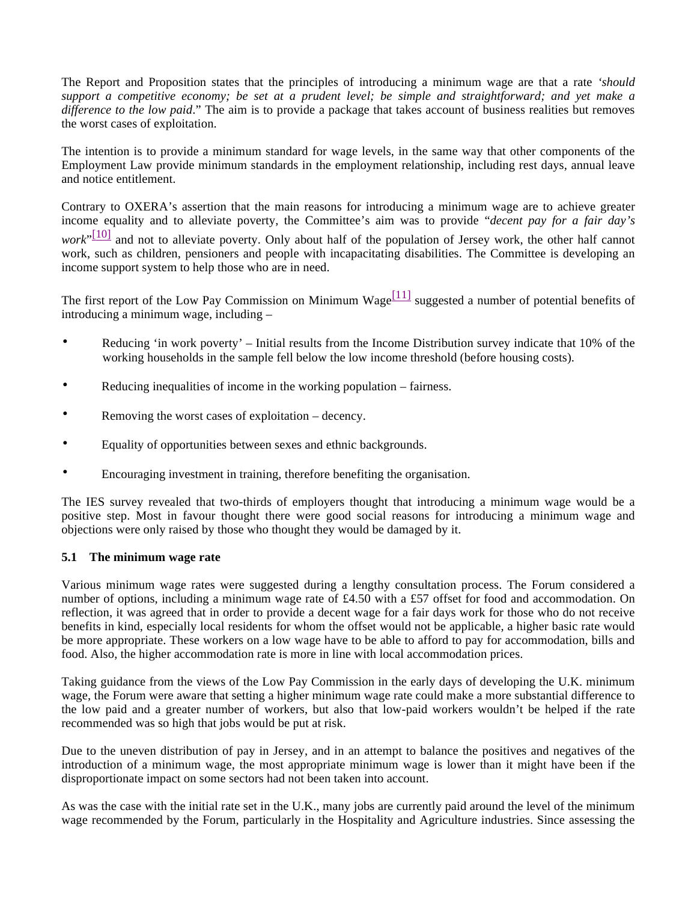The Report and Proposition states that the principles of introducing a minimum wage are that a rate *'should support a competitive economy; be set at a prudent level; be simple and straightforward; and yet make a difference to the low paid*." The aim is to provide a package that takes account of business realities but removes the worst cases of exploitation.

The intention is to provide a minimum standard for wage levels, in the same way that other components of the Employment Law provide minimum standards in the employment relationship, including rest days, annual leave and notice entitlement.

Contrary to OXERA's assertion that the main reasons for introducing a minimum wage are to achieve greater income equality and to alleviate poverty, the Committee's aim was to provide "*decent pay for a fair day's work*"[10] and not to alleviate poverty. Only about half of the population of Jersey work, the other half cannot work, such as children, pensioners and people with incapacitating disabilities. The Committee is developing an income support system to help those who are in need.

The first report of the Low Pay Commission on Minimum Wage[11] suggested a number of potential benefits of introducing a minimum wage, including –

- Reducing 'in work poverty' – Initial results from the Income Distribution survey indicate that 10% of the working households in the sample fell below the low income threshold (before housing costs).
- Reducing inequalities of income in the working population – fairness.
- Removing the worst cases of exploitation – decency.
- Equality of opportunities between sexes and ethnic backgrounds.
- Encouraging investment in training, therefore benefiting the organisation.

The IES survey revealed that two-thirds of employers thought that introducing a minimum wage would be a positive step. Most in favour thought there were good social reasons for introducing a minimum wage and objections were only raised by those who thought they would be damaged by it.

### 5.1 The minimum wage rate

Various minimum wage rates were suggested during a lengthy consultation process. The Forum considered a number of options, including a minimum wage rate of £4.50 with a £57 offset for food and accommodation. On reflection, it was agreed that in order to provide a decent wage for a fair days work for those who do not receive benefits in kind, especially local residents for whom the offset would not be applicable, a higher basic rate would be more appropriate. These workers on a low wage have to be able to afford to pay for accommodation, bills and food. Also, the higher accommodation rate is more in line with local accommodation prices.

Taking guidance from the views of the Low Pay Commission in the early days of developing the U.K. minimum wage, the Forum were aware that setting a higher minimum wage rate could make a more substantial difference to the low paid and a greater number of workers, but also that low-paid workers wouldn't be helped if the rate recommended was so high that jobs would be put at risk.

Due to the uneven distribution of pay in Jersey, and in an attempt to balance the positives and negatives of the introduction of a minimum wage, the most appropriate minimum wage is lower than it might have been if the disproportionate impact on some sectors had not been taken into account.

As was the case with the initial rate set in the U.K., many jobs are currently paid around the level of the minimum wage recommended by the Forum, particularly in the Hospitality and Agriculture industries. Since assessing the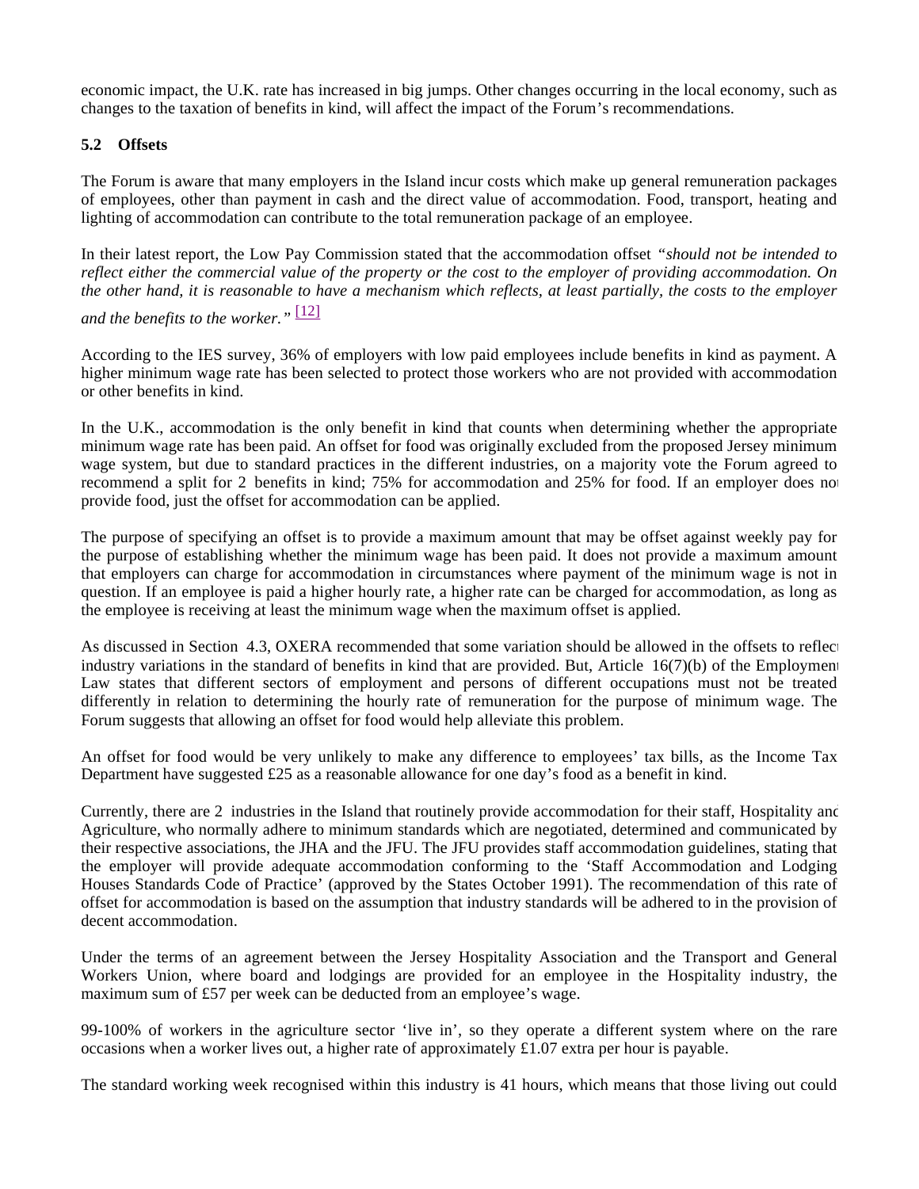economic impact, the U.K. rate has increased in big jumps. Other changes occurring in the local economy, such as changes to the taxation of benefits in kind, will affect the impact of the Forum's recommendations.

### 5.2 Offsets

The Forum is aware that many employers in the Island incur costs which make up general remuneration packages of employees, other than payment in cash and the direct value of accommodation. Food, transport, heating and lighting of accommodation can contribute to the total remuneration package of an employee.

In their latest report, the Low Pay Commission stated that the accommodation offset *"should not be intended to reflect either the commercial value of the property or the cost to the employer of providing accommodation. On the other hand, it is reasonable to have a mechanism which reflects, at least partially, the costs to the employer and the benefits to the worker."* [12]

According to the IES survey, 36% of employers with low paid employees include benefits in kind as payment. A higher minimum wage rate has been selected to protect those workers who are not provided with accommodation or other benefits in kind.

In the U.K., accommodation is the only benefit in kind that counts when determining whether the appropriate minimum wage rate has been paid. An offset for food was originally excluded from the proposed Jersey minimum wage system, but due to standard practices in the different industries, on a majority vote the Forum agreed to recommend a split for 2 benefits in kind; 75% for accommodation and 25% for food. If an employer does not provide food, just the offset for accommodation can be applied.

The purpose of specifying an offset is to provide a maximum amount that may be offset against weekly pay for the purpose of establishing whether the minimum wage has been paid. It does not provide a maximum amount that employers can charge for accommodation in circumstances where payment of the minimum wage is not in question. If an employee is paid a higher hourly rate, a higher rate can be charged for accommodation, as long as the employee is receiving at least the minimum wage when the maximum offset is applied.

As discussed in Section 4.3, OXERA recommended that some variation should be allowed in the offsets to reflect industry variations in the standard of benefits in kind that are provided. But, Article 16(7)(b) of the Employment Law states that different sectors of employment and persons of different occupations must not be treated differently in relation to determining the hourly rate of remuneration for the purpose of minimum wage. The Forum suggests that allowing an offset for food would help alleviate this problem.

An offset for food would be very unlikely to make any difference to employees' tax bills, as the Income Tax Department have suggested £25 as a reasonable allowance for one day's food as a benefit in kind.

Currently, there are 2 industries in the Island that routinely provide accommodation for their staff, Hospitality and Agriculture, who normally adhere to minimum standards which are negotiated, determined and communicated by their respective associations, the JHA and the JFU. The JFU provides staff accommodation guidelines, stating that the employer will provide adequate accommodation conforming to the 'Staff Accommodation and Lodging Houses Standards Code of Practice' (approved by the States October 1991). The recommendation of this rate of offset for accommodation is based on the assumption that industry standards will be adhered to in the provision of decent accommodation.

Under the terms of an agreement between the Jersey Hospitality Association and the Transport and General Workers Union, where board and lodgings are provided for an employee in the Hospitality industry, the maximum sum of £57 per week can be deducted from an employee's wage.

99-100% of workers in the agriculture sector 'live in', so they operate a different system where on the rare occasions when a worker lives out, a higher rate of approximately £1.07 extra per hour is payable.

The standard working week recognised within this industry is 41 hours, which means that those living out could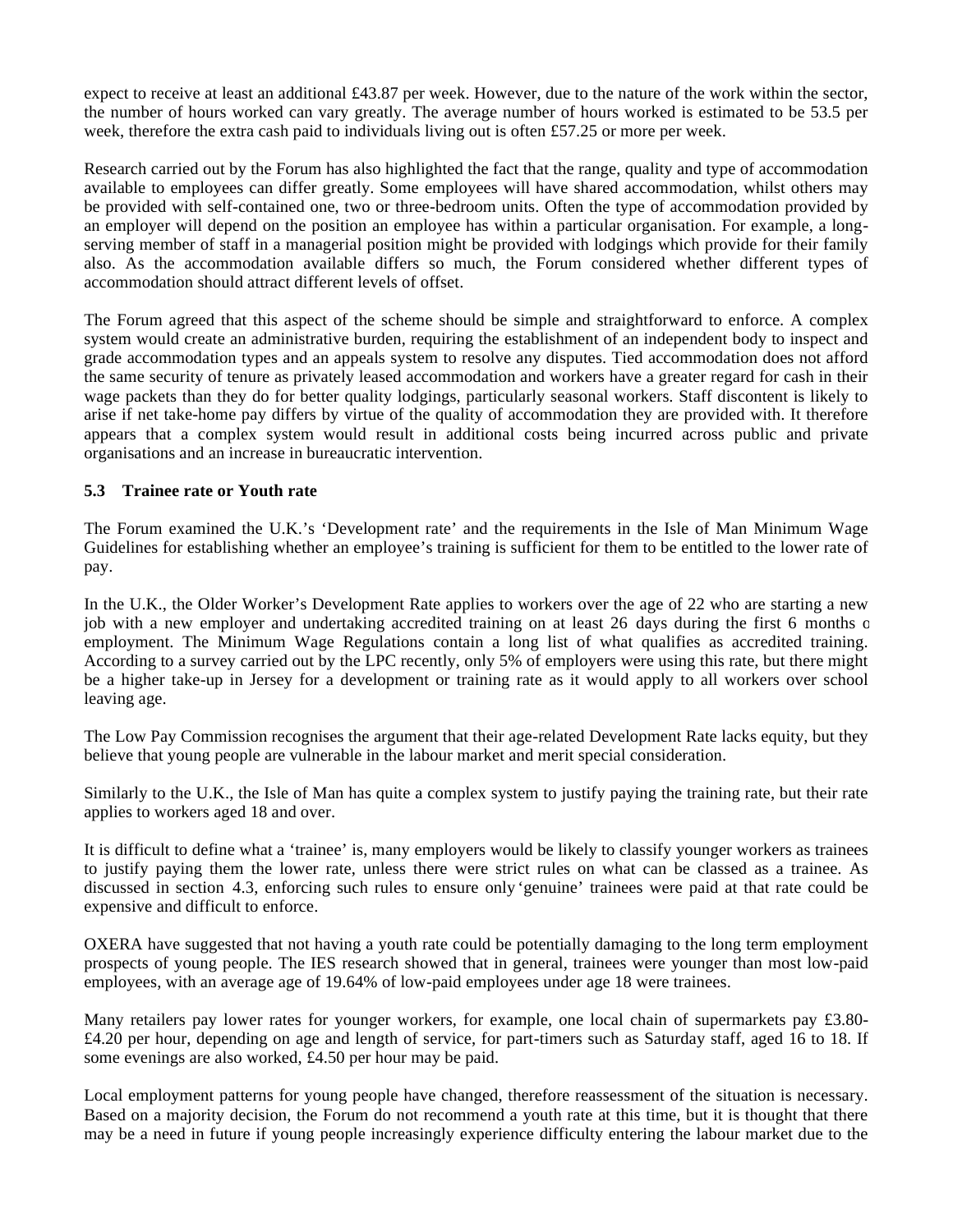expect to receive at least an additional £43.87 per week. However, due to the nature of the work within the sector, the number of hours worked can vary greatly. The average number of hours worked is estimated to be 53.5 per week, therefore the extra cash paid to individuals living out is often £57.25 or more per week.

Research carried out by the Forum has also highlighted the fact that the range, quality and type of accommodation available to employees can differ greatly. Some employees will have shared accommodation, whilst others may be provided with self-contained one, two or three-bedroom units. Often the type of accommodation provided by an employer will depend on the position an employee has within a particular organisation. For example, a long-serving member of staff in a managerial position might be provided with lodgings which provide for their family also. As the accommodation available differs so much, the Forum considered whether different types of accommodation should attract different levels of offset.

The Forum agreed that this aspect of the scheme should be simple and straightforward to enforce. A complex system would create an administrative burden, requiring the establishment of an independent body to inspect and grade accommodation types and an appeals system to resolve any disputes. Tied accommodation does not afford the same security of tenure as privately leased accommodation and workers have a greater regard for cash in their wage packets than they do for better quality lodgings, particularly seasonal workers. Staff discontent is likely to arise if net take-home pay differs by virtue of the quality of accommodation they are provided with. It therefore appears that a complex system would result in additional costs being incurred across public and private organisations and an increase in bureaucratic intervention.

### 5.3 Trainee rate or Youth rate

The Forum examined the U.K.'s 'Development rate' and the requirements in the Isle of Man Minimum Wage Guidelines for establishing whether an employee's training is sufficient for them to be entitled to the lower rate of pay.

In the U.K., the Older Worker's Development Rate applies to workers over the age of 22 who are starting a new job with a new employer and undertaking accredited training on at least 26 days during the first 6 months o employment. The Minimum Wage Regulations contain a long list of what qualifies as accredited training. According to a survey carried out by the LPC recently, only 5% of employers were using this rate, but there might be a higher take-up in Jersey for a development or training rate as it would apply to all workers over school leaving age.

The Low Pay Commission recognises the argument that their age-related Development Rate lacks equity, but they believe that young people are vulnerable in the labour market and merit special consideration.

Similarly to the U.K., the Isle of Man has quite a complex system to justify paying the training rate, but their rate applies to workers aged 18 and over.

It is difficult to define what a 'trainee' is, many employers would be likely to classify younger workers as trainees to justify paying them the lower rate, unless there were strict rules on what can be classed as a trainee. As discussed in section 4.3, enforcing such rules to ensure only 'genuine' trainees were paid at that rate could be expensive and difficult to enforce.

OXERA have suggested that not having a youth rate could be potentially damaging to the long term employment prospects of young people. The IES research showed that in general, trainees were younger than most low-paid employees, with an average age of 19.64% of low-paid employees under age 18 were trainees.

Many retailers pay lower rates for younger workers, for example, one local chain of supermarkets pay £3.80-£4.20 per hour, depending on age and length of service, for part-timers such as Saturday staff, aged 16 to 18. If some evenings are also worked, £4.50 per hour may be paid.

Local employment patterns for young people have changed, therefore reassessment of the situation is necessary. Based on a majority decision, the Forum do not recommend a youth rate at this time, but it is thought that there may be a need in future if young people increasingly experience difficulty entering the labour market due to the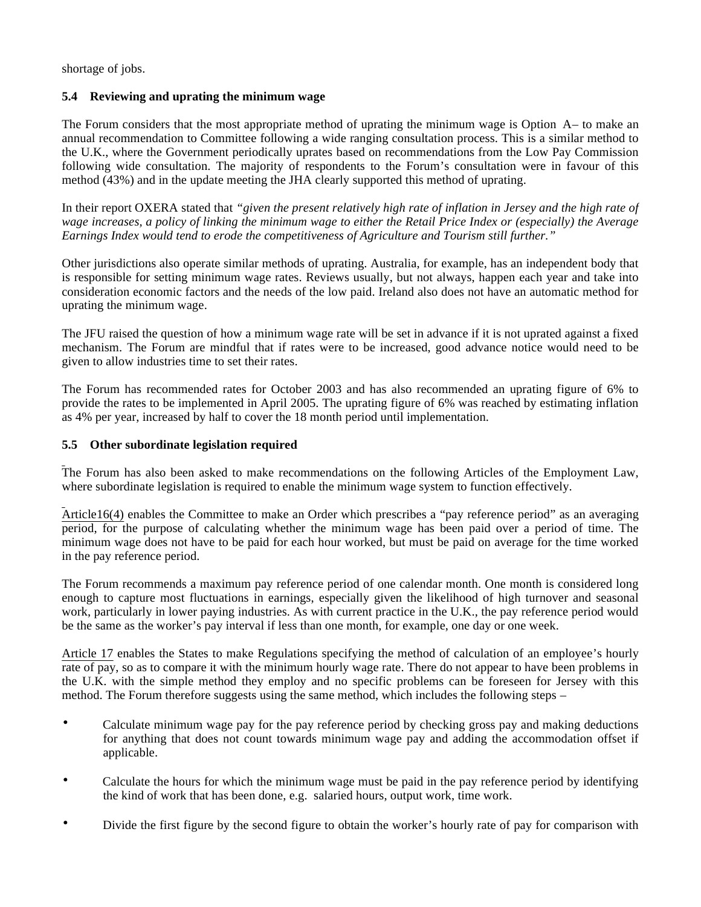shortage of jobs.

### 5.4 Reviewing and uprating the minimum wage

The Forum considers that the most appropriate method of uprating the minimum wage is Option A– to make an annual recommendation to Committee following a wide ranging consultation process. This is a similar method to the U.K., where the Government periodically uprates based on recommendations from the Low Pay Commission following wide consultation. The majority of respondents to the Forum's consultation were in favour of this method (43%) and in the update meeting the JHA clearly supported this method of uprating.

In their report OXERA stated that *"given the present relatively high rate of inflation in Jersey and the high rate of wage increases, a policy of linking the minimum wage to either the Retail Price Index or (especially) the Average Earnings Index would tend to erode the competitiveness of Agriculture and Tourism still further."*

Other jurisdictions also operate similar methods of uprating. Australia, for example, has an independent body that is responsible for setting minimum wage rates. Reviews usually, but not always, happen each year and take into consideration economic factors and the needs of the low paid. Ireland also does not have an automatic method for uprating the minimum wage.

The JFU raised the question of how a minimum wage rate will be set in advance if it is not uprated against a fixed mechanism. The Forum are mindful that if rates were to be increased, good advance notice would need to be given to allow industries time to set their rates.

The Forum has recommended rates for October 2003 and has also recommended an uprating figure of 6% to provide the rates to be implemented in April 2005. The uprating figure of 6% was reached by estimating inflation as 4% per year, increased by half to cover the 18 month period until implementation.

### 5.5 Other subordinate legislation required

The Forum has also been asked to make recommendations on the following Articles of the Employment Law, where subordinate legislation is required to enable the minimum wage system to function effectively.

Article16(4) enables the Committee to make an Order which prescribes a "pay reference period" as an averaging period, for the purpose of calculating whether the minimum wage has been paid over a period of time. The minimum wage does not have to be paid for each hour worked, but must be paid on average for the time worked in the pay reference period.

The Forum recommends a maximum pay reference period of one calendar month. One month is considered long enough to capture most fluctuations in earnings, especially given the likelihood of high turnover and seasonal work, particularly in lower paying industries. As with current practice in the U.K., the pay reference period would be the same as the worker's pay interval if less than one month, for example, one day or one week.

Article 17 enables the States to make Regulations specifying the method of calculation of an employee's hourly rate of pay, so as to compare it with the minimum hourly wage rate. There do not appear to have been problems in the U.K. with the simple method they employ and no specific problems can be foreseen for Jersey with this method. The Forum therefore suggests using the same method, which includes the following steps –

- Calculate minimum wage pay for the pay reference period by checking gross pay and making deductions for anything that does not count towards minimum wage pay and adding the accommodation offset if applicable.
- Calculate the hours for which the minimum wage must be paid in the pay reference period by identifying the kind of work that has been done, e.g. salaried hours, output work, time work.
- Divide the first figure by the second figure to obtain the worker's hourly rate of pay for comparison with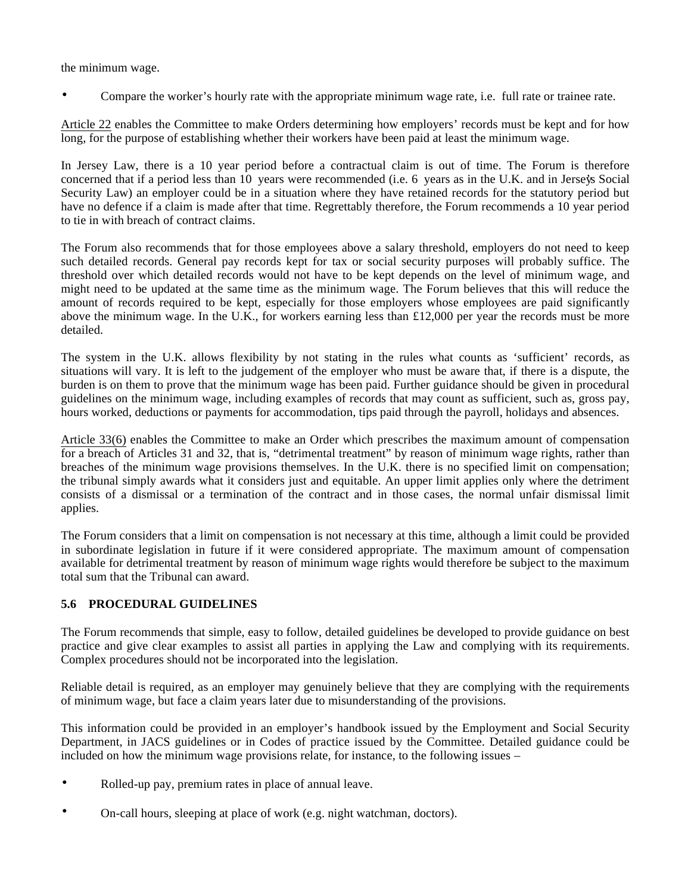the minimum wage.

- Compare the worker's hourly rate with the appropriate minimum wage rate, i.e. full rate or trainee rate.

Article 22 enables the Committee to make Orders determining how employers' records must be kept and for how long, for the purpose of establishing whether their workers have been paid at least the minimum wage.

In Jersey Law, there is a 10 year period before a contractual claim is out of time. The Forum is therefore concerned that if a period less than 10 years were recommended (i.e. 6 years as in the U.K. and in Jersey's Social Security Law) an employer could be in a situation where they have retained records for the statutory period but have no defence if a claim is made after that time. Regrettably therefore, the Forum recommends a 10 year period to tie in with breach of contract claims.

The Forum also recommends that for those employees above a salary threshold, employers do not need to keep such detailed records. General pay records kept for tax or social security purposes will probably suffice. The threshold over which detailed records would not have to be kept depends on the level of minimum wage, and might need to be updated at the same time as the minimum wage. The Forum believes that this will reduce the amount of records required to be kept, especially for those employers whose employees are paid significantly above the minimum wage. In the U.K., for workers earning less than £12,000 per year the records must be more detailed.

The system in the U.K. allows flexibility by not stating in the rules what counts as 'sufficient' records, as situations will vary. It is left to the judgement of the employer who must be aware that, if there is a dispute, the burden is on them to prove that the minimum wage has been paid. Further guidance should be given in procedural guidelines on the minimum wage, including examples of records that may count as sufficient, such as, gross pay, hours worked, deductions or payments for accommodation, tips paid through the payroll, holidays and absences.

Article 33(6) enables the Committee to make an Order which prescribes the maximum amount of compensation for a breach of Articles 31 and 32, that is, "detrimental treatment" by reason of minimum wage rights, rather than breaches of the minimum wage provisions themselves. In the U.K. there is no specified limit on compensation; the tribunal simply awards what it considers just and equitable. An upper limit applies only where the detriment consists of a dismissal or a termination of the contract and in those cases, the normal unfair dismissal limit applies.

The Forum considers that a limit on compensation is not necessary at this time, although a limit could be provided in subordinate legislation in future if it were considered appropriate. The maximum amount of compensation available for detrimental treatment by reason of minimum wage rights would therefore be subject to the maximum total sum that the Tribunal can award.

### 5.6 PROCEDURAL GUIDELINES

The Forum recommends that simple, easy to follow, detailed guidelines be developed to provide guidance on best practice and give clear examples to assist all parties in applying the Law and complying with its requirements. Complex procedures should not be incorporated into the legislation.

Reliable detail is required, as an employer may genuinely believe that they are complying with the requirements of minimum wage, but face a claim years later due to misunderstanding of the provisions.

This information could be provided in an employer's handbook issued by the Employment and Social Security Department, in JACS guidelines or in Codes of practice issued by the Committee. Detailed guidance could be included on how the minimum wage provisions relate, for instance, to the following issues –

- Rolled-up pay, premium rates in place of annual leave.

- On-call hours, sleeping at place of work (e.g. night watchman, doctors).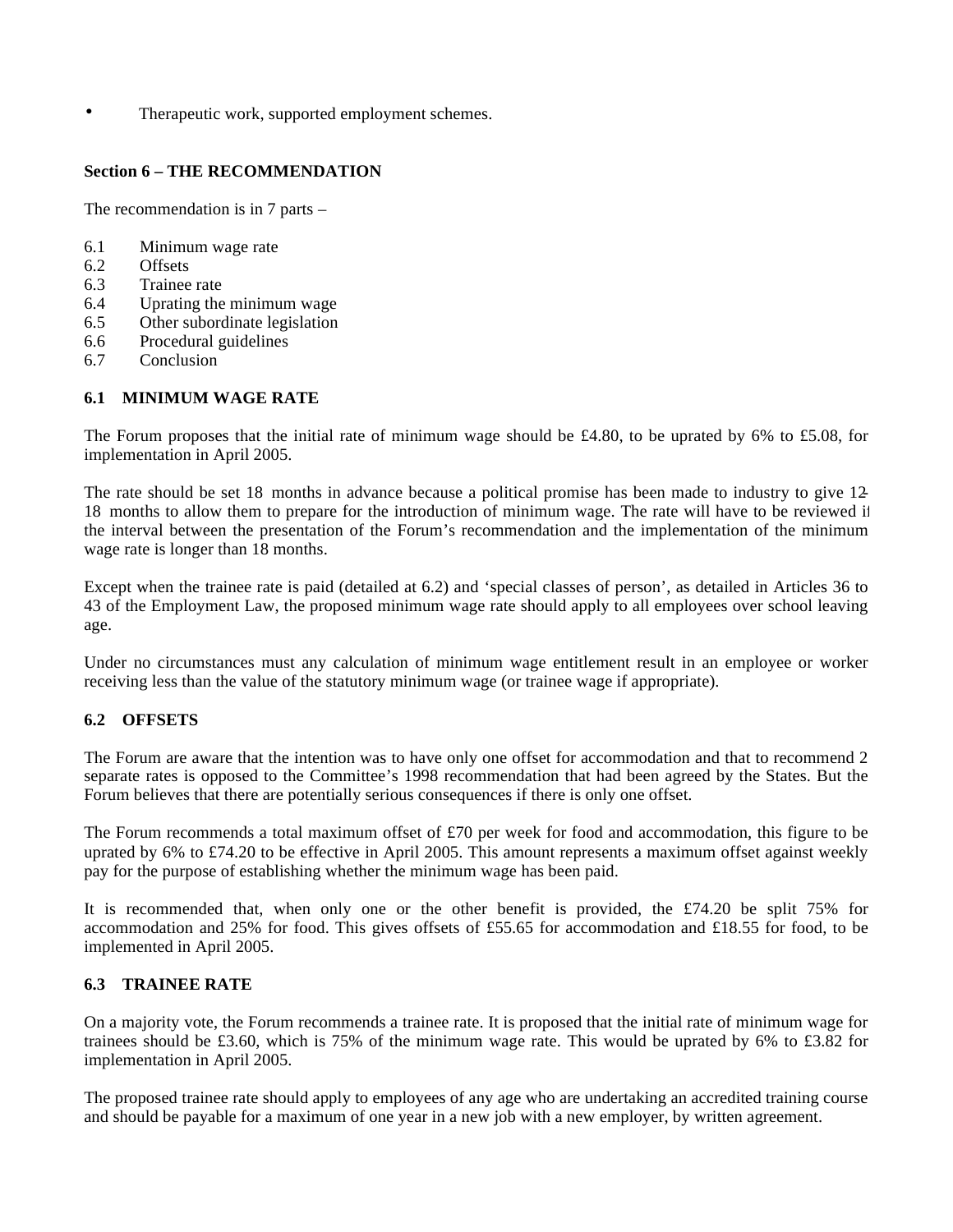- Therapeutic work, supported employment schemes.

**Section 6 – THE RECOMMENDATION**

The recommendation is in 7 parts –

6.1 Minimum wage rate
6.2 Offsets
6.3 Trainee rate
6.4 Uprating the minimum wage
6.5 Other subordinate legislation
6.6 Procedural guidelines
6.7 Conclusion

**6.1 MINIMUM WAGE RATE**

The Forum proposes that the initial rate of minimum wage should be £4.80, to be uprated by 6% to £5.08, for implementation in April 2005.

The rate should be set 18 months in advance because a political promise has been made to industry to give 12-18 months to allow them to prepare for the introduction of minimum wage. The rate will have to be reviewed if the interval between the presentation of the Forum's recommendation and the implementation of the minimum wage rate is longer than 18 months.

Except when the trainee rate is paid (detailed at 6.2) and 'special classes of person', as detailed in Articles 36 to 43 of the Employment Law, the proposed minimum wage rate should apply to all employees over school leaving age.

Under no circumstances must any calculation of minimum wage entitlement result in an employee or worker receiving less than the value of the statutory minimum wage (or trainee wage if appropriate).

**6.2 OFFSETS**

The Forum are aware that the intention was to have only one offset for accommodation and that to recommend 2 separate rates is opposed to the Committee's 1998 recommendation that had been agreed by the States. But the Forum believes that there are potentially serious consequences if there is only one offset.

The Forum recommends a total maximum offset of £70 per week for food and accommodation, this figure to be uprated by 6% to £74.20 to be effective in April 2005. This amount represents a maximum offset against weekly pay for the purpose of establishing whether the minimum wage has been paid.

It is recommended that, when only one or the other benefit is provided, the £74.20 be split 75% for accommodation and 25% for food. This gives offsets of £55.65 for accommodation and £18.55 for food, to be implemented in April 2005.

**6.3 TRAINEE RATE**

On a majority vote, the Forum recommends a trainee rate. It is proposed that the initial rate of minimum wage for trainees should be £3.60, which is 75% of the minimum wage rate. This would be uprated by 6% to £3.82 for implementation in April 2005.

The proposed trainee rate should apply to employees of any age who are undertaking an accredited training course and should be payable for a maximum of one year in a new job with a new employer, by written agreement.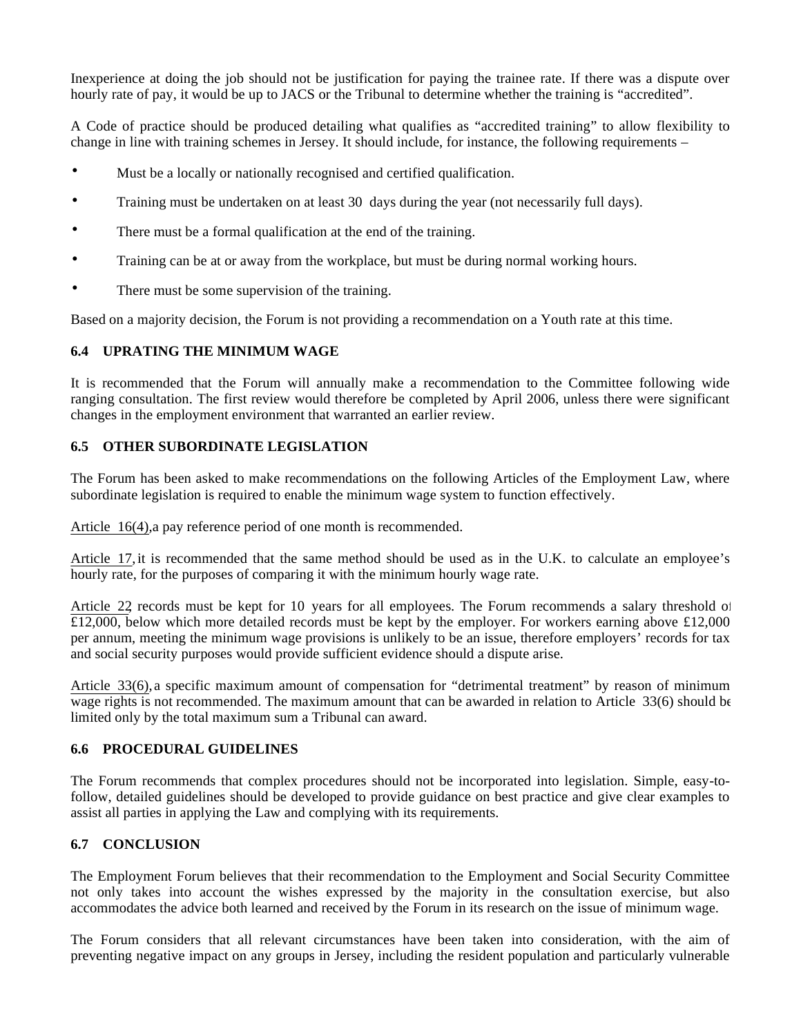Inexperience at doing the job should not be justification for paying the trainee rate. If there was a dispute over hourly rate of pay, it would be up to JACS or the Tribunal to determine whether the training is "accredited".

A Code of practice should be produced detailing what qualifies as "accredited training" to allow flexibility to change in line with training schemes in Jersey. It should include, for instance, the following requirements –

- Must be a locally or nationally recognised and certified qualification.
- Training must be undertaken on at least 30 days during the year (not necessarily full days).
- There must be a formal qualification at the end of the training.
- Training can be at or away from the workplace, but must be during normal working hours.
- There must be some supervision of the training.

Based on a majority decision, the Forum is not providing a recommendation on a Youth rate at this time.

### 6.4 UPRATING THE MINIMUM WAGE

It is recommended that the Forum will annually make a recommendation to the Committee following wide ranging consultation. The first review would therefore be completed by April 2006, unless there were significant changes in the employment environment that warranted an earlier review.

### 6.5 OTHER SUBORDINATE LEGISLATION

The Forum has been asked to make recommendations on the following Articles of the Employment Law, where subordinate legislation is required to enable the minimum wage system to function effectively.

Article 16(4), a pay reference period of one month is recommended.

Article 17, it is recommended that the same method should be used as in the U.K. to calculate an employee's hourly rate, for the purposes of comparing it with the minimum hourly wage rate.

Article 22, records must be kept for 10 years for all employees. The Forum recommends a salary threshold of £12,000, below which more detailed records must be kept by the employer. For workers earning above £12,000 per annum, meeting the minimum wage provisions is unlikely to be an issue, therefore employers' records for tax and social security purposes would provide sufficient evidence should a dispute arise.

Article 33(6), a specific maximum amount of compensation for "detrimental treatment" by reason of minimum wage rights is not recommended. The maximum amount that can be awarded in relation to Article 33(6) should be limited only by the total maximum sum a Tribunal can award.

### 6.6 PROCEDURAL GUIDELINES

The Forum recommends that complex procedures should not be incorporated into legislation. Simple, easy-to-follow, detailed guidelines should be developed to provide guidance on best practice and give clear examples to assist all parties in applying the Law and complying with its requirements.

### 6.7 CONCLUSION

The Employment Forum believes that their recommendation to the Employment and Social Security Committee not only takes into account the wishes expressed by the majority in the consultation exercise, but also accommodates the advice both learned and received by the Forum in its research on the issue of minimum wage.

The Forum considers that all relevant circumstances have been taken into consideration, with the aim of preventing negative impact on any groups in Jersey, including the resident population and particularly vulnerable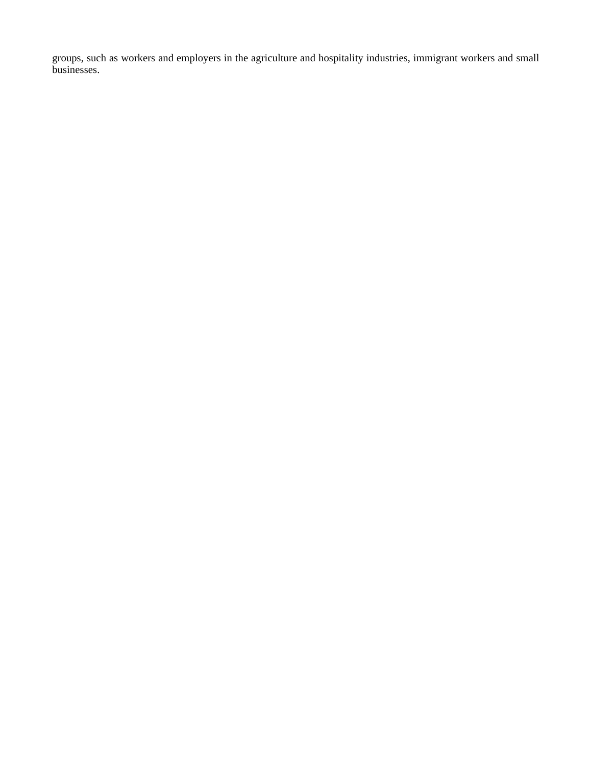groups, such as workers and employers in the agriculture and hospitality industries, immigrant workers and small businesses.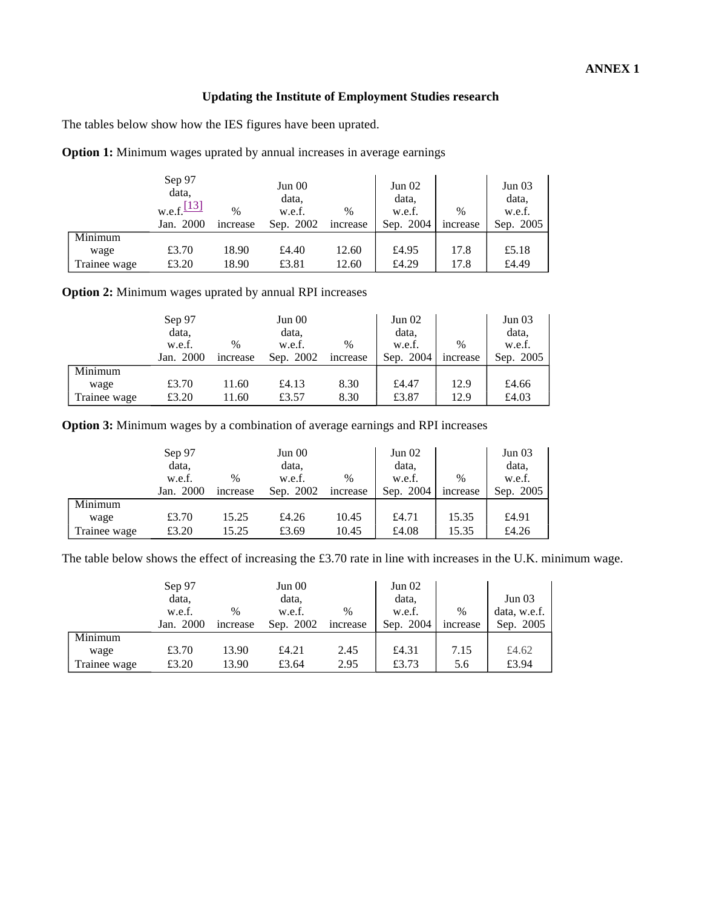**ANNEX 1**

**Updating the Institute of Employment Studies research**

The tables below show how the IES figures have been uprated.

**Option 1:** Minimum wages uprated by annual increases in average earnings

| | Sep 97 data, w.e.f.[13] Jan. 2000 | % increase | Jun 00 data, w.e.f. Sep. 2002 | % increase | Jun 02 data, w.e.f. Sep. 2004 | % increase | Jun 03 data, w.e.f. Sep. 2005 |
|---|---|---|---|---|---|---|---|
| Minimum wage | £3.70 | 18.90 | £4.40 | 12.60 | £4.95 | 17.8 | £5.18 |
| Trainee wage | £3.20 | 18.90 | £3.81 | 12.60 | £4.29 | 17.8 | £4.49 |

**Option 2:** Minimum wages uprated by annual RPI increases

| | Sep 97 data, w.e.f. Jan. 2000 | % increase | Jun 00 data, w.e.f. Sep. 2002 | % increase | Jun 02 data, w.e.f. Sep. 2004 | % increase | Jun 03 data, w.e.f. Sep. 2005 |
|---|---|---|---|---|---|---|---|
| Minimum wage | £3.70 | 11.60 | £4.13 | 8.30 | £4.47 | 12.9 | £4.66 |
| Trainee wage | £3.20 | 11.60 | £3.57 | 8.30 | £3.87 | 12.9 | £4.03 |

**Option 3:** Minimum wages by a combination of average earnings and RPI increases

| | Sep 97 data, w.e.f. Jan. 2000 | % increase | Jun 00 data, w.e.f. Sep. 2002 | % increase | Jun 02 data, w.e.f. Sep. 2004 | % increase | Jun 03 data, w.e.f. Sep. 2005 |
|---|---|---|---|---|---|---|---|
| Minimum wage | £3.70 | 15.25 | £4.26 | 10.45 | £4.71 | 15.35 | £4.91 |
| Trainee wage | £3.20 | 15.25 | £3.69 | 10.45 | £4.08 | 15.35 | £4.26 |

The table below shows the effect of increasing the £3.70 rate in line with increases in the U.K. minimum wage.

| | Sep 97 data, w.e.f. Jan. 2000 | % increase | Jun 00 data, w.e.f. Sep. 2002 | % increase | Jun 02 data, w.e.f. Sep. 2004 | % increase | Jun 03 data, w.e.f. Sep. 2005 |
|---|---|---|---|---|---|---|---|
| Minimum wage | £3.70 | 13.90 | £4.21 | 2.45 | £4.31 | 7.15 | £4.62 |
| Trainee wage | £3.20 | 13.90 | £3.64 | 2.95 | £3.73 | 5.6 | £3.94 |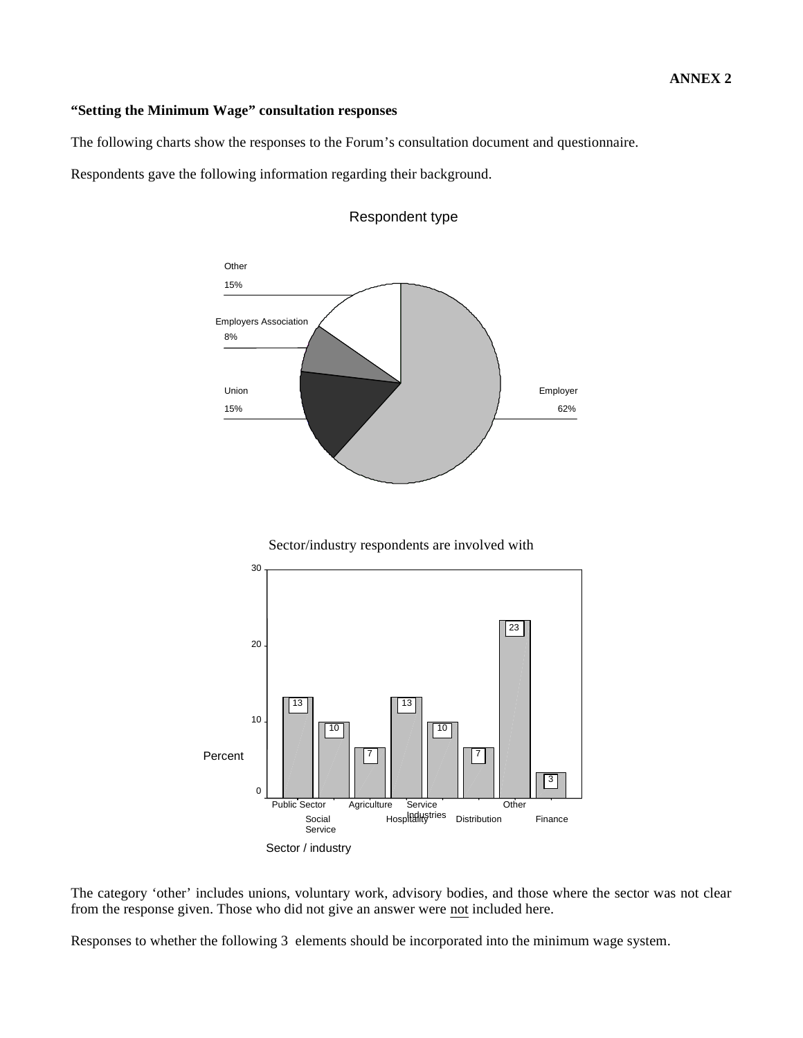**ANNEX 2**

**"Setting the Minimum Wage" consultation responses**

The following charts show the responses to the Forum's consultation document and questionnaire.

Respondents gave the following information regarding their background.

Respondent type

| Respondent type | Percent |
| --- | --- |
| Employer | 62% |
| Union | 15% |
| Employers Association | 8% |
| Other | 15% |

Sector/industry respondents are involved with

| Sector / industry | Percent |
| --- | --- |
| Public Sector | 13 |
| Social Service | 10 |
| Agriculture | 7 |
| Hospitality | 13 |
| Service Industries | 10 |
| Distribution | 7 |
| Other | 23 |
| Finance | 3 |

The category 'other' includes unions, voluntary work, advisory bodies, and those where the sector was not clear from the response given. Those who did not give an answer were not included here.

Responses to whether the following 3 elements should be incorporated into the minimum wage system.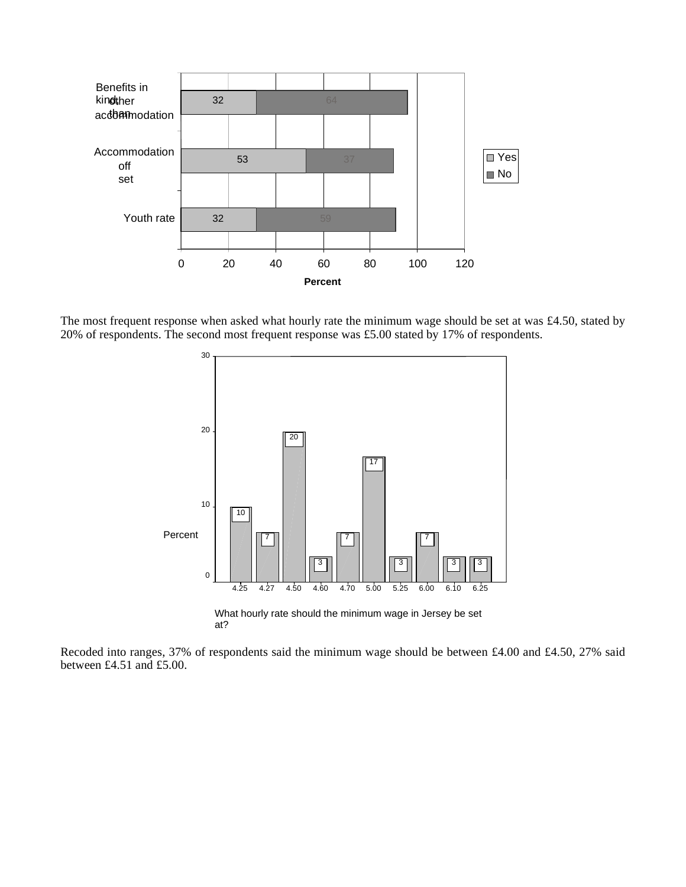| | Yes | No |
|---|---|---|
| Benefits in kind, other than accommodation | 32 | 64 |
| Accommodation off set | 53 | 37 |
| Youth rate | 32 | 59 |

The most frequent response when asked what hourly rate the minimum wage should be set at was £4.50, stated by 20% of respondents. The second most frequent response was £5.00 stated by 17% of respondents.

| What hourly rate should the minimum wage in Jersey be set at? | Percent |
|---|---|
| 4.25 | 10 |
| 4.27 | 7 |
| 4.50 | 20 |
| 4.60 | 3 |
| 4.70 | 7 |
| 5.00 | 17 |
| 5.25 | 3 |
| 6.00 | 7 |
| 6.10 | 3 |
| 6.25 | 3 |

Recoded into ranges, 37% of respondents said the minimum wage should be between £4.00 and £4.50, 27% said between £4.51 and £5.00.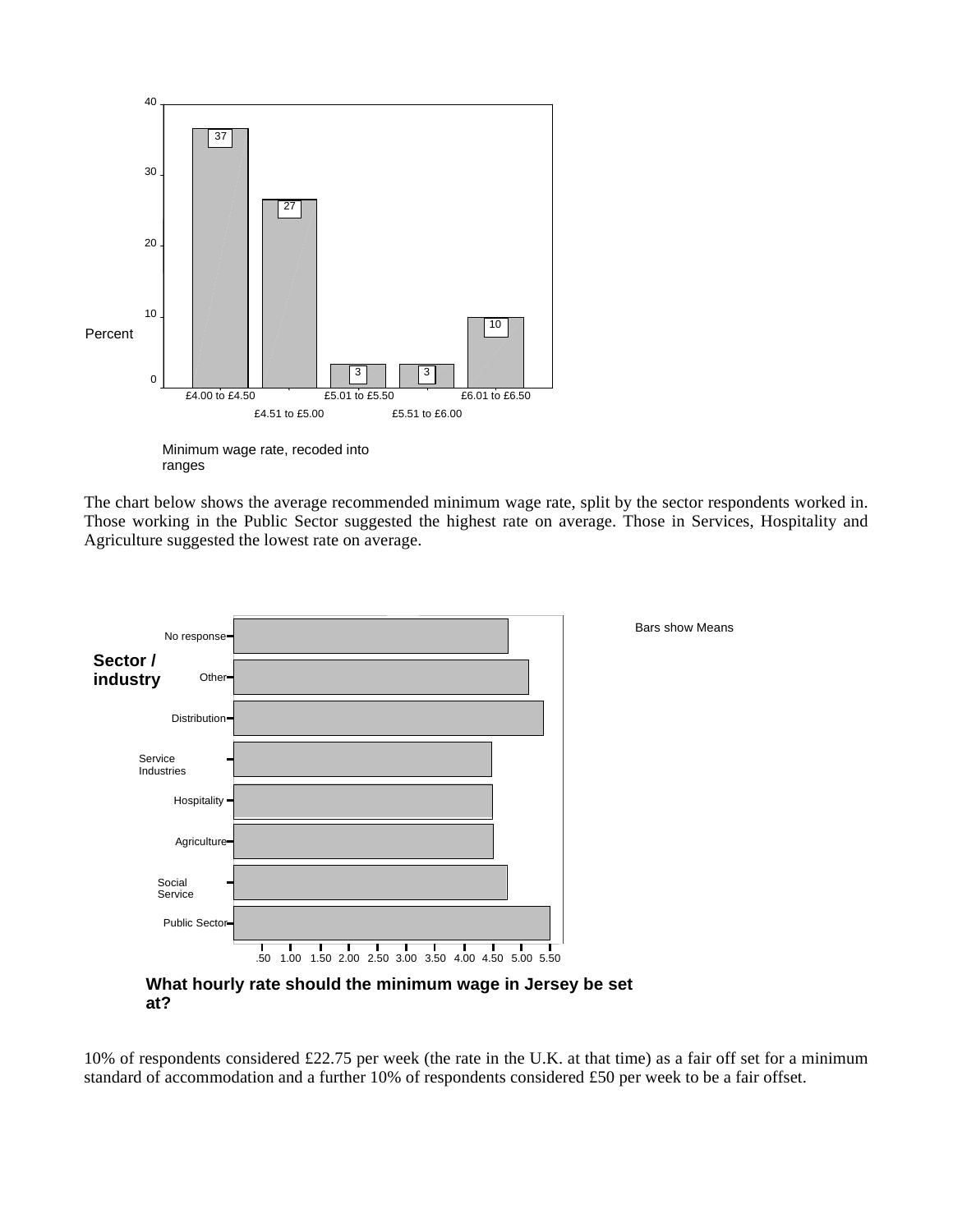Percent

| Minimum wage rate, recoded into ranges | Percent |
|---|---|
| £4.00 to £4.50 | 37 |
| £4.51 to £5.00 | 27 |
| £5.01 to £5.50 | 3 |
| £5.51 to £6.00 | 3 |
| £6.01 to £6.50 | 10 |

Minimum wage rate, recoded into ranges

The chart below shows the average recommended minimum wage rate, split by the sector respondents worked in. Those working in the Public Sector suggested the highest rate on average. Those in Services, Hospitality and Agriculture suggested the lowest rate on average.

Bars show Means

**Sector / industry**

- No response
- Other
- Distribution
- Service Industries
- Hospitality
- Agriculture
- Social Service
- Public Sector

.50 1.00 1.50 2.00 2.50 3.00 3.50 4.00 4.50 5.00 5.50

**What hourly rate should the minimum wage in Jersey be set at?**

10% of respondents considered £22.75 per week (the rate in the U.K. at that time) as a fair off set for a minimum standard of accommodation and a further 10% of respondents considered £50 per week to be a fair offset.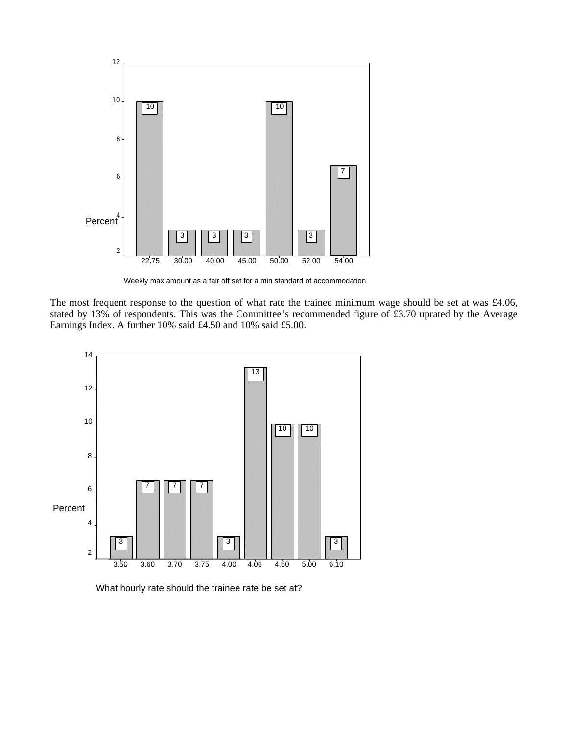Weekly max amount as a fair off set for a min standard of accommodation

| Weekly max amount (£) | Percent |
|---|---|
| 22.75 | 10 |
| 30.00 | 3 |
| 40.00 | 3 |
| 45.00 | 3 |
| 50.00 | 10 |
| 52.00 | 3 |
| 54.00 | 7 |

The most frequent response to the question of what rate the trainee minimum wage should be set at was £4.06, stated by 13% of respondents. This was the Committee's recommended figure of £3.70 uprated by the Average Earnings Index. A further 10% said £4.50 and 10% said £5.00.

What hourly rate should the trainee rate be set at?

| Hourly rate (£) | Percent |
|---|---|
| 3.50 | 3 |
| 3.60 | 7 |
| 3.70 | 7 |
| 3.75 | 7 |
| 4.00 | 3 |
| 4.06 | 13 |
| 4.50 | 10 |
| 5.00 | 10 |
| 6.10 | 3 |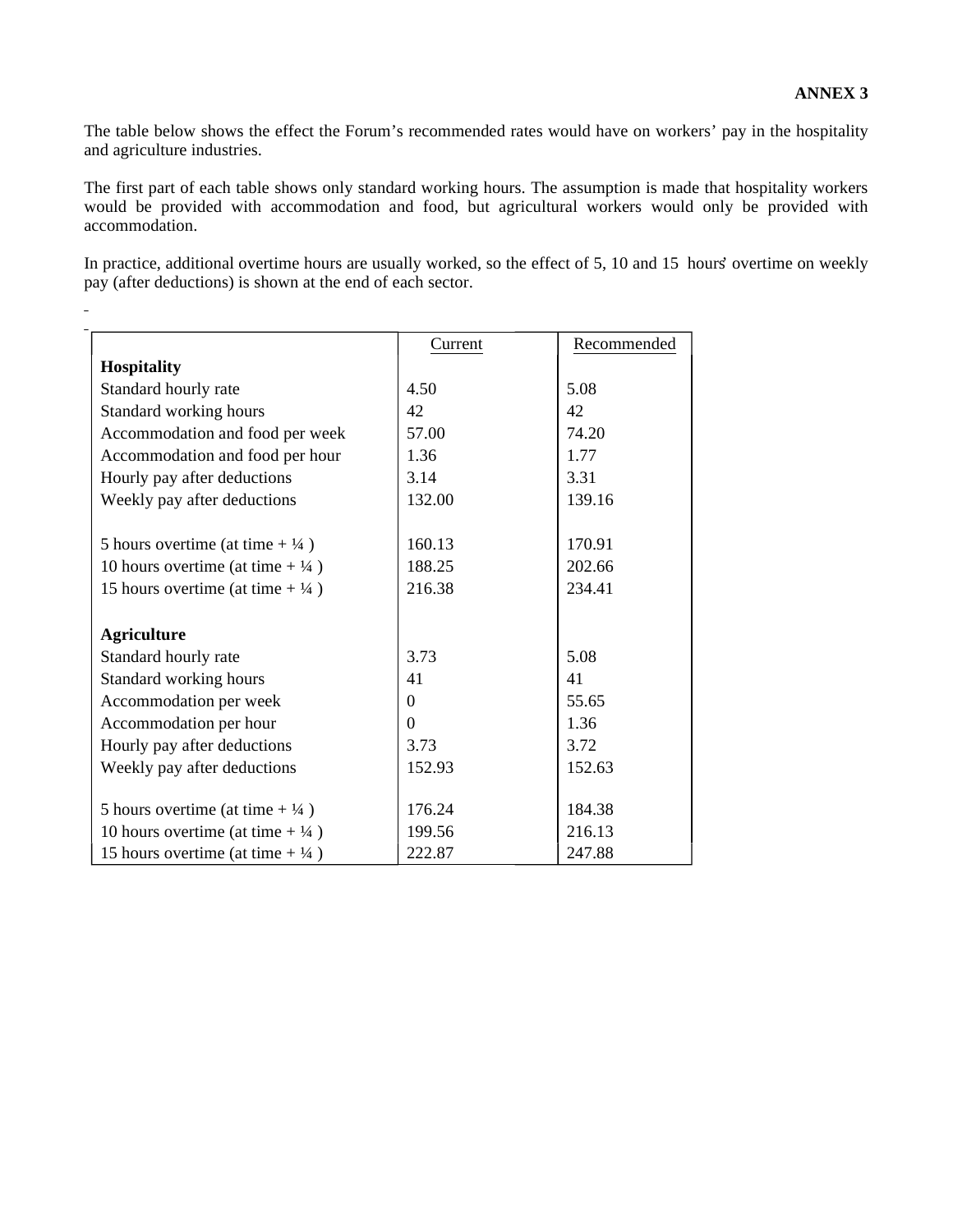**ANNEX 3**

The table below shows the effect the Forum's recommended rates would have on workers' pay in the hospitality and agriculture industries.

The first part of each table shows only standard working hours. The assumption is made that hospitality workers would be provided with accommodation and food, but agricultural workers would only be provided with accommodation.

In practice, additional overtime hours are usually worked, so the effect of 5, 10 and 15 hours' overtime on weekly pay (after deductions) is shown at the end of each sector.

| | Current | Recommended |
|---|---|---|
| **Hospitality** | | |
| Standard hourly rate | 4.50 | 5.08 |
| Standard working hours | 42 | 42 |
| Accommodation and food per week | 57.00 | 74.20 |
| Accommodation and food per hour | 1.36 | 1.77 |
| Hourly pay after deductions | 3.14 | 3.31 |
| Weekly pay after deductions | 132.00 | 139.16 |
| | | |
| 5 hours overtime (at time + ¼ ) | 160.13 | 170.91 |
| 10 hours overtime (at time + ¼ ) | 188.25 | 202.66 |
| 15 hours overtime (at time + ¼ ) | 216.38 | 234.41 |
| | | |
| **Agriculture** | | |
| Standard hourly rate | 3.73 | 5.08 |
| Standard working hours | 41 | 41 |
| Accommodation per week | 0 | 55.65 |
| Accommodation per hour | 0 | 1.36 |
| Hourly pay after deductions | 3.73 | 3.72 |
| Weekly pay after deductions | 152.93 | 152.63 |
| | | |
| 5 hours overtime (at time + ¼ ) | 176.24 | 184.38 |
| 10 hours overtime (at time + ¼ ) | 199.56 | 216.13 |
| 15 hours overtime (at time + ¼ ) | 222.87 | 247.88 |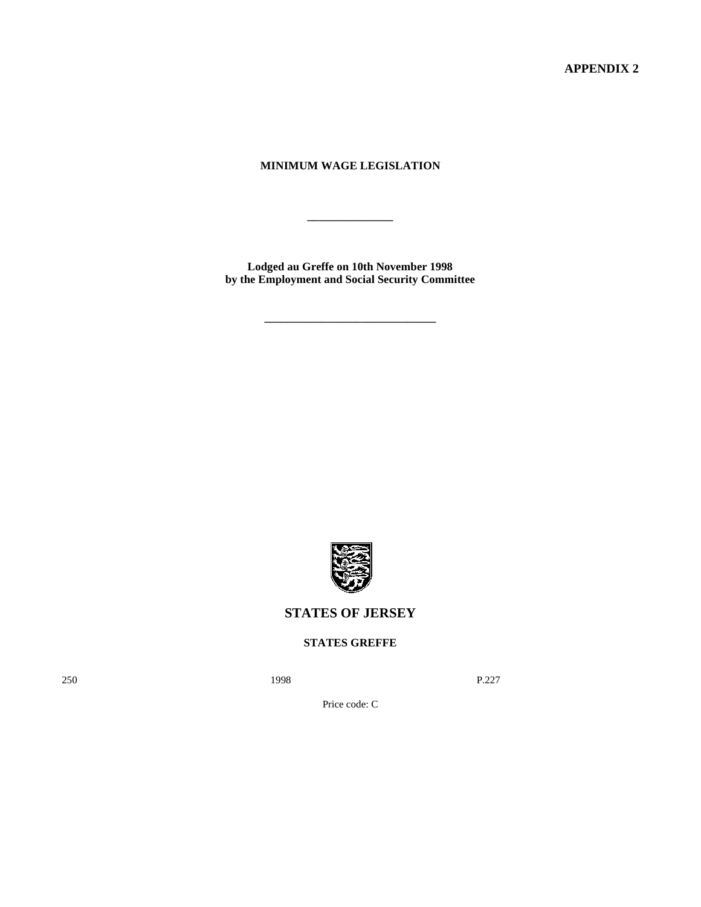**APPENDIX 2**

**MINIMUM WAGE LEGISLATION**

---

**Lodged au Greffe on 10th November 1998**
**by the Employment and Social Security Committee**

---

## STATES OF JERSEY

**STATES GREFFE**

250 1998 P.227

Price code: C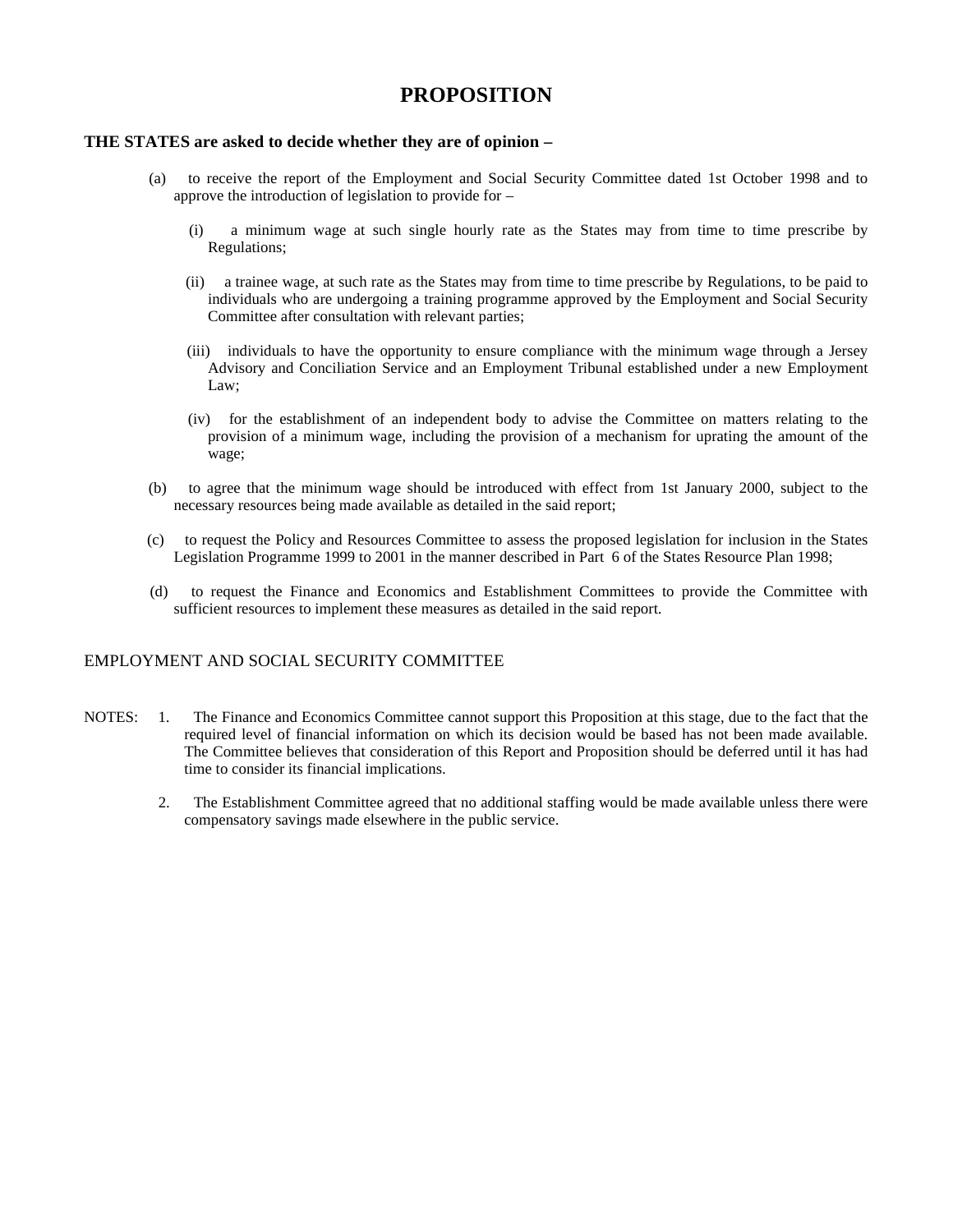# PROPOSITION

**THE STATES are asked to decide whether they are of opinion –**

(a) to receive the report of the Employment and Social Security Committee dated 1st October 1998 and to approve the introduction of legislation to provide for –

(i) a minimum wage at such single hourly rate as the States may from time to time prescribe by Regulations;

(ii) a trainee wage, at such rate as the States may from time to time prescribe by Regulations, to be paid to individuals who are undergoing a training programme approved by the Employment and Social Security Committee after consultation with relevant parties;

(iii) individuals to have the opportunity to ensure compliance with the minimum wage through a Jersey Advisory and Conciliation Service and an Employment Tribunal established under a new Employment Law;

(iv) for the establishment of an independent body to advise the Committee on matters relating to the provision of a minimum wage, including the provision of a mechanism for uprating the amount of the wage;

(b) to agree that the minimum wage should be introduced with effect from 1st January 2000, subject to the necessary resources being made available as detailed in the said report;

(c) to request the Policy and Resources Committee to assess the proposed legislation for inclusion in the States Legislation Programme 1999 to 2001 in the manner described in Part 6 of the States Resource Plan 1998;

(d) to request the Finance and Economics and Establishment Committees to provide the Committee with sufficient resources to implement these measures as detailed in the said report.

EMPLOYMENT AND SOCIAL SECURITY COMMITTEE

NOTES:

1. The Finance and Economics Committee cannot support this Proposition at this stage, due to the fact that the required level of financial information on which its decision would be based has not been made available. The Committee believes that consideration of this Report and Proposition should be deferred until it has had time to consider its financial implications.

2. The Establishment Committee agreed that no additional staffing would be made available unless there were compensatory savings made elsewhere in the public service.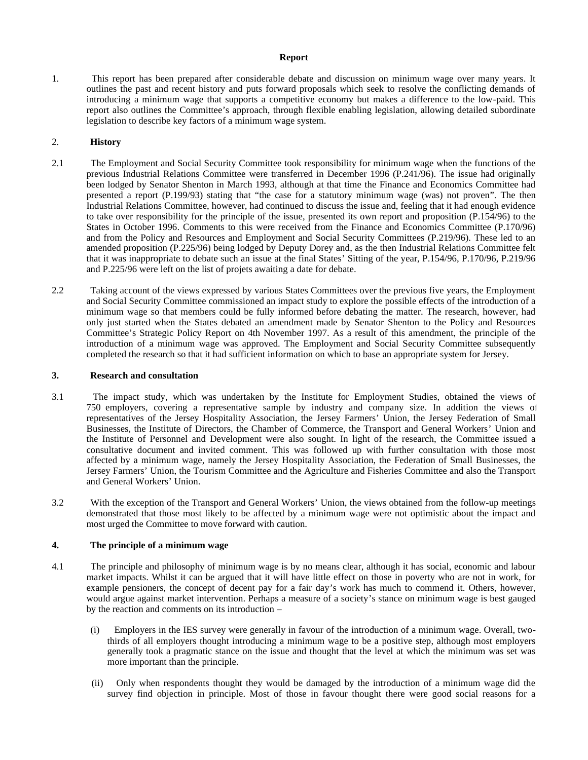**Report**

1. This report has been prepared after considerable debate and discussion on minimum wage over many years. It outlines the past and recent history and puts forward proposals which seek to resolve the conflicting demands of introducing a minimum wage that supports a competitive economy but makes a difference to the low-paid. This report also outlines the Committee's approach, through flexible enabling legislation, allowing detailed subordinate legislation to describe key factors of a minimum wage system.

2. **History**

2.1 The Employment and Social Security Committee took responsibility for minimum wage when the functions of the previous Industrial Relations Committee were transferred in December 1996 (P.241/96). The issue had originally been lodged by Senator Shenton in March 1993, although at that time the Finance and Economics Committee had presented a report (P.199/93) stating that "the case for a statutory minimum wage (was) not proven". The then Industrial Relations Committee, however, had continued to discuss the issue and, feeling that it had enough evidence to take over responsibility for the principle of the issue, presented its own report and proposition (P.154/96) to the States in October 1996. Comments to this were received from the Finance and Economics Committee (P.170/96) and from the Policy and Resources and Employment and Social Security Committees (P.219/96). These led to an amended proposition (P.225/96) being lodged by Deputy Dorey and, as the then Industrial Relations Committee felt that it was inappropriate to debate such an issue at the final States' Sitting of the year, P.154/96, P.170/96, P.219/96 and P.225/96 were left on the list of projets awaiting a date for debate.

2.2 Taking account of the views expressed by various States Committees over the previous five years, the Employment and Social Security Committee commissioned an impact study to explore the possible effects of the introduction of a minimum wage so that members could be fully informed before debating the matter. The research, however, had only just started when the States debated an amendment made by Senator Shenton to the Policy and Resources Committee's Strategic Policy Report on 4th November 1997. As a result of this amendment, the principle of the introduction of a minimum wage was approved. The Employment and Social Security Committee subsequently completed the research so that it had sufficient information on which to base an appropriate system for Jersey.

**3. Research and consultation**

3.1 The impact study, which was undertaken by the Institute for Employment Studies, obtained the views of 750 employers, covering a representative sample by industry and company size. In addition the views of representatives of the Jersey Hospitality Association, the Jersey Farmers' Union, the Jersey Federation of Small Businesses, the Institute of Directors, the Chamber of Commerce, the Transport and General Workers' Union and the Institute of Personnel and Development were also sought. In light of the research, the Committee issued a consultative document and invited comment. This was followed up with further consultation with those most affected by a minimum wage, namely the Jersey Hospitality Association, the Federation of Small Businesses, the Jersey Farmers' Union, the Tourism Committee and the Agriculture and Fisheries Committee and also the Transport and General Workers' Union.

3.2 With the exception of the Transport and General Workers' Union, the views obtained from the follow-up meetings demonstrated that those most likely to be affected by a minimum wage were not optimistic about the impact and most urged the Committee to move forward with caution.

**4. The principle of a minimum wage**

4.1 The principle and philosophy of minimum wage is by no means clear, although it has social, economic and labour market impacts. Whilst it can be argued that it will have little effect on those in poverty who are not in work, for example pensioners, the concept of decent pay for a fair day's work has much to commend it. Others, however, would argue against market intervention. Perhaps a measure of a society's stance on minimum wage is best gauged by the reaction and comments on its introduction –

(i) Employers in the IES survey were generally in favour of the introduction of a minimum wage. Overall, two-thirds of all employers thought introducing a minimum wage to be a positive step, although most employers generally took a pragmatic stance on the issue and thought that the level at which the minimum was set was more important than the principle.

(ii) Only when respondents thought they would be damaged by the introduction of a minimum wage did the survey find objection in principle. Most of those in favour thought there were good social reasons for a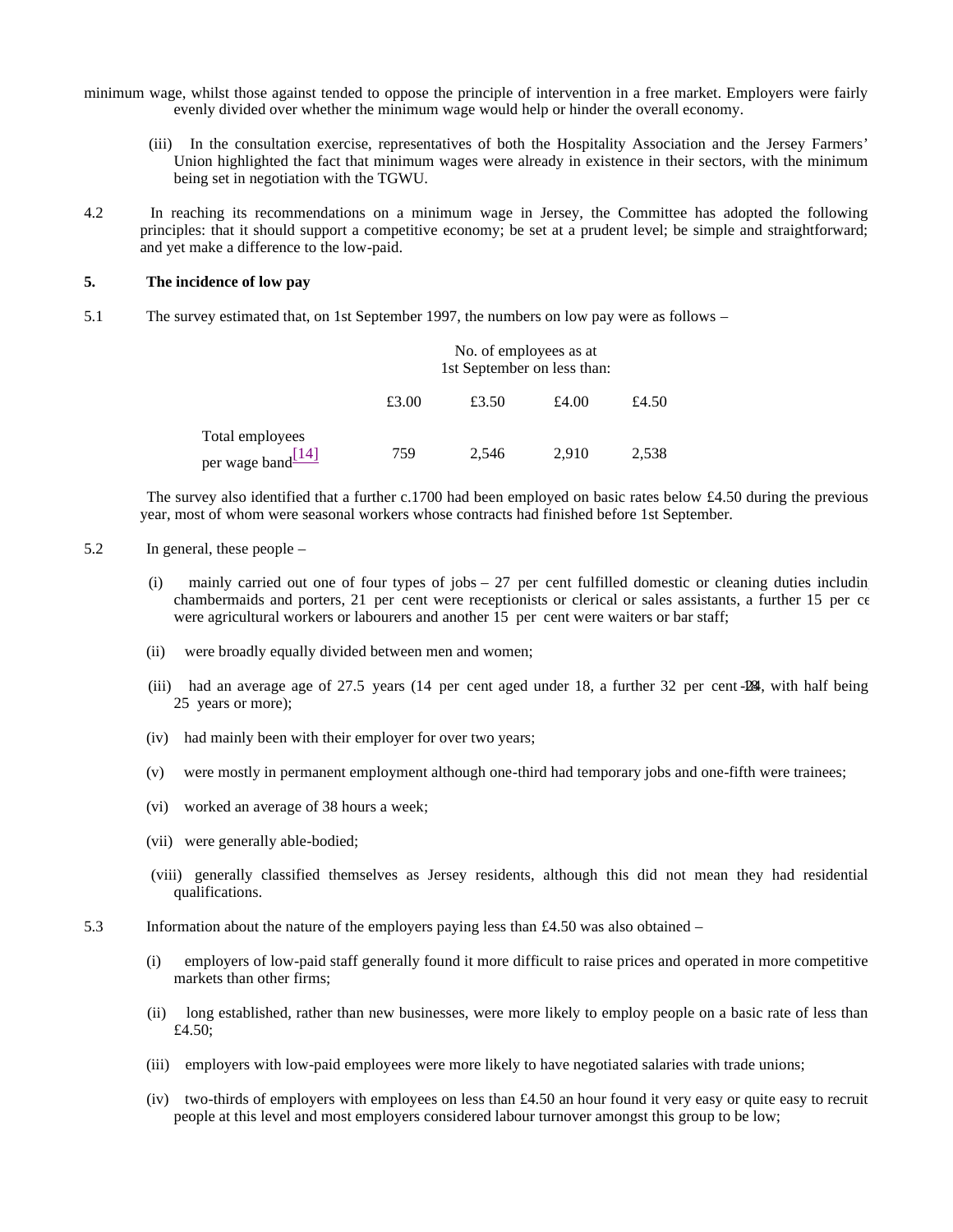minimum wage, whilst those against tended to oppose the principle of intervention in a free market. Employers were fairly evenly divided over whether the minimum wage would help or hinder the overall economy.

(iii) In the consultation exercise, representatives of both the Hospitality Association and the Jersey Farmers' Union highlighted the fact that minimum wages were already in existence in their sectors, with the minimum being set in negotiation with the TGWU.

4.2 In reaching its recommendations on a minimum wage in Jersey, the Committee has adopted the following principles: that it should support a competitive economy; be set at a prudent level; be simple and straightforward; and yet make a difference to the low-paid.

**5. The incidence of low pay**

5.1 The survey estimated that, on 1st September 1997, the numbers on low pay were as follows –

| | No. of employees as at 1st September on less than: | | | |
|---|---|---|---|---|
| | £3.00 | £3.50 | £4.00 | £4.50 |
| Total employees per wage band[14] | 759 | 2,546 | 2,910 | 2,538 |

The survey also identified that a further c.1700 had been employed on basic rates below £4.50 during the previous year, most of whom were seasonal workers whose contracts had finished before 1st September.

5.2 In general, these people –

(i) mainly carried out one of four types of jobs – 27 per cent fulfilled domestic or cleaning duties including chambermaids and porters, 21 per cent were receptionists or clerical or sales assistants, a further 15 per cent were agricultural workers or labourers and another 15 per cent were waiters or bar staff;

(ii) were broadly equally divided between men and women;

(iii) had an average age of 27.5 years (14 per cent aged under 18, a further 32 per cent 18-24, with half being 25 years or more);

(iv) had mainly been with their employer for over two years;

(v) were mostly in permanent employment although one-third had temporary jobs and one-fifth were trainees;

(vi) worked an average of 38 hours a week;

(vii) were generally able-bodied;

(viii) generally classified themselves as Jersey residents, although this did not mean they had residential qualifications.

5.3 Information about the nature of the employers paying less than £4.50 was also obtained –

(i) employers of low-paid staff generally found it more difficult to raise prices and operated in more competitive markets than other firms;

(ii) long established, rather than new businesses, were more likely to employ people on a basic rate of less than £4.50;

(iii) employers with low-paid employees were more likely to have negotiated salaries with trade unions;

(iv) two-thirds of employers with employees on less than £4.50 an hour found it very easy or quite easy to recruit people at this level and most employers considered labour turnover amongst this group to be low;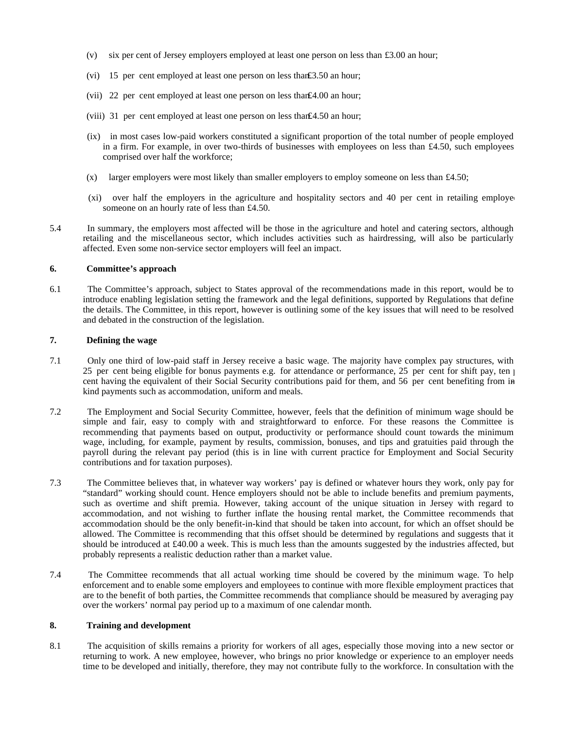(v) six per cent of Jersey employers employed at least one person on less than £3.00 an hour;

(vi) 15 per cent employed at least one person on less than £3.50 an hour;

(vii) 22 per cent employed at least one person on less than £4.00 an hour;

(viii) 31 per cent employed at least one person on less than £4.50 an hour;

(ix) in most cases low-paid workers constituted a significant proportion of the total number of people employed in a firm. For example, in over two-thirds of businesses with employees on less than £4.50, such employees comprised over half the workforce;

(x) larger employers were most likely than smaller employers to employ someone on less than £4.50;

(xi) over half the employers in the agriculture and hospitality sectors and 40 per cent in retailing employed someone on an hourly rate of less than £4.50.

5.4 In summary, the employers most affected will be those in the agriculture and hotel and catering sectors, although retailing and the miscellaneous sector, which includes activities such as hairdressing, will also be particularly affected. Even some non-service sector employers will feel an impact.

## 6. Committee's approach

6.1 The Committee's approach, subject to States approval of the recommendations made in this report, would be to introduce enabling legislation setting the framework and the legal definitions, supported by Regulations that define the details. The Committee, in this report, however is outlining some of the key issues that will need to be resolved and debated in the construction of the legislation.

## 7. Defining the wage

7.1 Only one third of low-paid staff in Jersey receive a basic wage. The majority have complex pay structures, with 25 per cent being eligible for bonus payments e.g. for attendance or performance, 25 per cent for shift pay, ten per cent having the equivalent of their Social Security contributions paid for them, and 56 per cent benefiting from in-kind payments such as accommodation, uniform and meals.

7.2 The Employment and Social Security Committee, however, feels that the definition of minimum wage should be simple and fair, easy to comply with and straightforward to enforce. For these reasons the Committee is recommending that payments based on output, productivity or performance should count towards the minimum wage, including, for example, payment by results, commission, bonuses, and tips and gratuities paid through the payroll during the relevant pay period (this is in line with current practice for Employment and Social Security contributions and for taxation purposes).

7.3 The Committee believes that, in whatever way workers' pay is defined or whatever hours they work, only pay for "standard" working should count. Hence employers should not be able to include benefits and premium payments, such as overtime and shift premia. However, taking account of the unique situation in Jersey with regard to accommodation, and not wishing to further inflate the housing rental market, the Committee recommends that accommodation should be the only benefit-in-kind that should be taken into account, for which an offset should be allowed. The Committee is recommending that this offset should be determined by regulations and suggests that it should be introduced at £40.00 a week. This is much less than the amounts suggested by the industries affected, but probably represents a realistic deduction rather than a market value.

7.4 The Committee recommends that all actual working time should be covered by the minimum wage. To help enforcement and to enable some employers and employees to continue with more flexible employment practices that are to the benefit of both parties, the Committee recommends that compliance should be measured by averaging pay over the workers' normal pay period up to a maximum of one calendar month.

## 8. Training and development

8.1 The acquisition of skills remains a priority for workers of all ages, especially those moving into a new sector or returning to work. A new employee, however, who brings no prior knowledge or experience to an employer needs time to be developed and initially, therefore, they may not contribute fully to the workforce. In consultation with the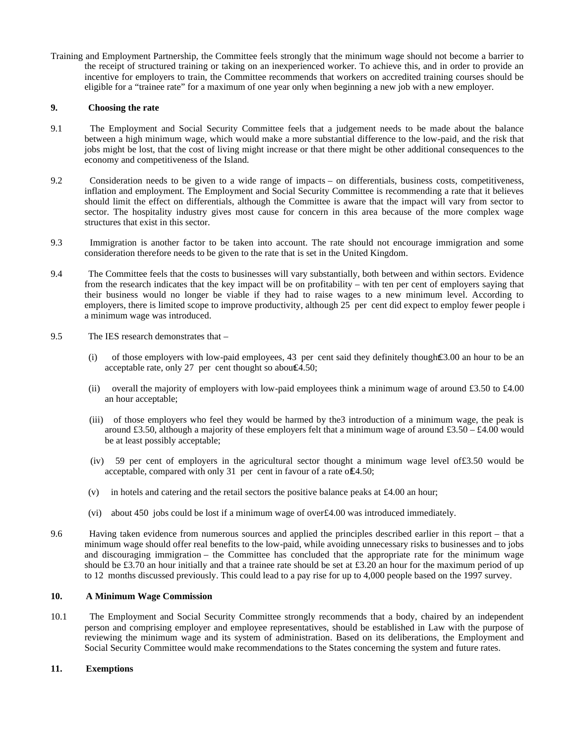Training and Employment Partnership, the Committee feels strongly that the minimum wage should not become a barrier to the receipt of structured training or taking on an inexperienced worker. To achieve this, and in order to provide an incentive for employers to train, the Committee recommends that workers on accredited training courses should be eligible for a "trainee rate" for a maximum of one year only when beginning a new job with a new employer.

**9. Choosing the rate**

9.1 The Employment and Social Security Committee feels that a judgement needs to be made about the balance between a high minimum wage, which would make a more substantial difference to the low-paid, and the risk that jobs might be lost, that the cost of living might increase or that there might be other additional consequences to the economy and competitiveness of the Island.

9.2 Consideration needs to be given to a wide range of impacts – on differentials, business costs, competitiveness, inflation and employment. The Employment and Social Security Committee is recommending a rate that it believes should limit the effect on differentials, although the Committee is aware that the impact will vary from sector to sector. The hospitality industry gives most cause for concern in this area because of the more complex wage structures that exist in this sector.

9.3 Immigration is another factor to be taken into account. The rate should not encourage immigration and some consideration therefore needs to be given to the rate that is set in the United Kingdom.

9.4 The Committee feels that the costs to businesses will vary substantially, both between and within sectors. Evidence from the research indicates that the key impact will be on profitability – with ten per cent of employers saying that their business would no longer be viable if they had to raise wages to a new minimum level. According to employers, there is limited scope to improve productivity, although 25 per cent did expect to employ fewer people i a minimum wage was introduced.

9.5 The IES research demonstrates that –

(i) of those employers with low-paid employees, 43 per cent said they definitely thought £3.00 an hour to be an acceptable rate, only 27 per cent thought so about £4.50;

(ii) overall the majority of employers with low-paid employees think a minimum wage of around £3.50 to £4.00 an hour acceptable;

(iii) of those employers who feel they would be harmed by the3 introduction of a minimum wage, the peak is around £3.50, although a majority of these employers felt that a minimum wage of around £3.50 – £4.00 would be at least possibly acceptable;

(iv) 59 per cent of employers in the agricultural sector thought a minimum wage level of £3.50 would be acceptable, compared with only 31 per cent in favour of a rate of £4.50;

(v) in hotels and catering and the retail sectors the positive balance peaks at £4.00 an hour;

(vi) about 450 jobs could be lost if a minimum wage of over £4.00 was introduced immediately.

9.6 Having taken evidence from numerous sources and applied the principles described earlier in this report – that a minimum wage should offer real benefits to the low-paid, while avoiding unnecessary risks to businesses and to jobs and discouraging immigration – the Committee has concluded that the appropriate rate for the minimum wage should be £3.70 an hour initially and that a trainee rate should be set at £3.20 an hour for the maximum period of up to 12 months discussed previously. This could lead to a pay rise for up to 4,000 people based on the 1997 survey.

**10. A Minimum Wage Commission**

10.1 The Employment and Social Security Committee strongly recommends that a body, chaired by an independent person and comprising employer and employee representatives, should be established in Law with the purpose of reviewing the minimum wage and its system of administration. Based on its deliberations, the Employment and Social Security Committee would make recommendations to the States concerning the system and future rates.

**11. Exemptions**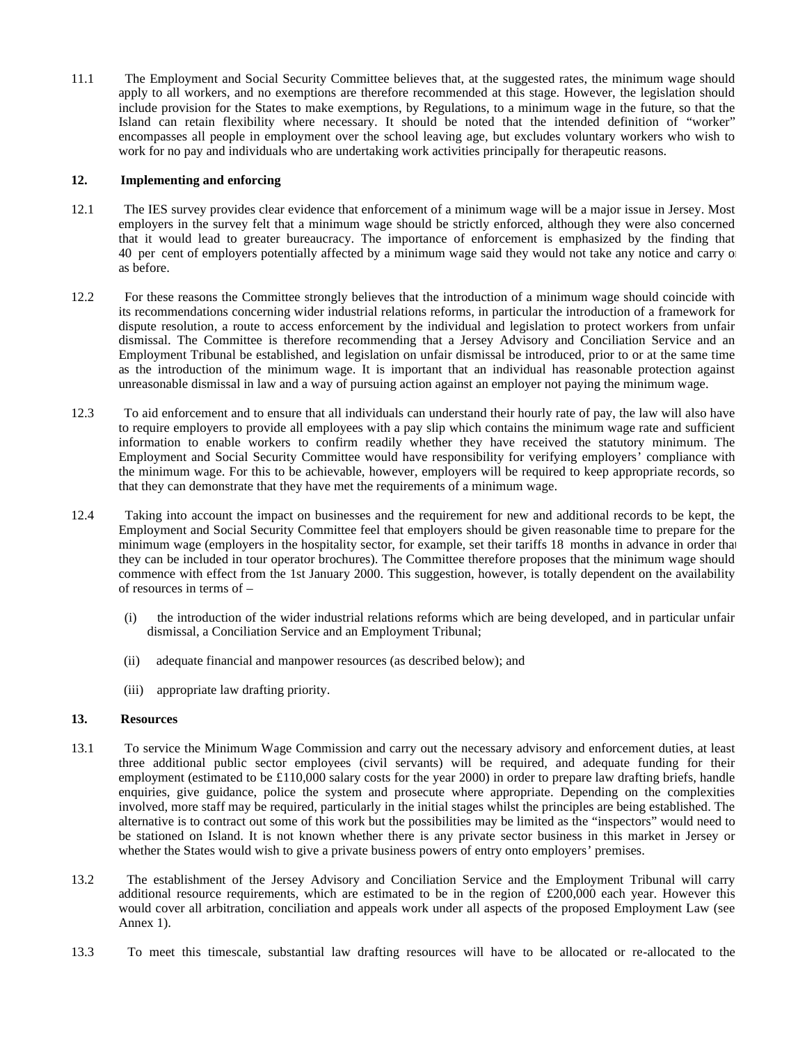11.1 The Employment and Social Security Committee believes that, at the suggested rates, the minimum wage should apply to all workers, and no exemptions are therefore recommended at this stage. However, the legislation should include provision for the States to make exemptions, by Regulations, to a minimum wage in the future, so that the Island can retain flexibility where necessary. It should be noted that the intended definition of "worker" encompasses all people in employment over the school leaving age, but excludes voluntary workers who wish to work for no pay and individuals who are undertaking work activities principally for therapeutic reasons.

## 12. Implementing and enforcing

12.1 The IES survey provides clear evidence that enforcement of a minimum wage will be a major issue in Jersey. Most employers in the survey felt that a minimum wage should be strictly enforced, although they were also concerned that it would lead to greater bureaucracy. The importance of enforcement is emphasized by the finding that 40 per cent of employers potentially affected by a minimum wage said they would not take any notice and carry on as before.

12.2 For these reasons the Committee strongly believes that the introduction of a minimum wage should coincide with its recommendations concerning wider industrial relations reforms, in particular the introduction of a framework for dispute resolution, a route to access enforcement by the individual and legislation to protect workers from unfair dismissal. The Committee is therefore recommending that a Jersey Advisory and Conciliation Service and an Employment Tribunal be established, and legislation on unfair dismissal be introduced, prior to or at the same time as the introduction of the minimum wage. It is important that an individual has reasonable protection against unreasonable dismissal in law and a way of pursuing action against an employer not paying the minimum wage.

12.3 To aid enforcement and to ensure that all individuals can understand their hourly rate of pay, the law will also have to require employers to provide all employees with a pay slip which contains the minimum wage rate and sufficient information to enable workers to confirm readily whether they have received the statutory minimum. The Employment and Social Security Committee would have responsibility for verifying employers' compliance with the minimum wage. For this to be achievable, however, employers will be required to keep appropriate records, so that they can demonstrate that they have met the requirements of a minimum wage.

12.4 Taking into account the impact on businesses and the requirement for new and additional records to be kept, the Employment and Social Security Committee feel that employers should be given reasonable time to prepare for the minimum wage (employers in the hospitality sector, for example, set their tariffs 18 months in advance in order that they can be included in tour operator brochures). The Committee therefore proposes that the minimum wage should commence with effect from the 1st January 2000. This suggestion, however, is totally dependent on the availability of resources in terms of –

(i) the introduction of the wider industrial relations reforms which are being developed, and in particular unfair dismissal, a Conciliation Service and an Employment Tribunal;

(ii) adequate financial and manpower resources (as described below); and

(iii) appropriate law drafting priority.

## 13. Resources

13.1 To service the Minimum Wage Commission and carry out the necessary advisory and enforcement duties, at least three additional public sector employees (civil servants) will be required, and adequate funding for their employment (estimated to be £110,000 salary costs for the year 2000) in order to prepare law drafting briefs, handle enquiries, give guidance, police the system and prosecute where appropriate. Depending on the complexities involved, more staff may be required, particularly in the initial stages whilst the principles are being established. The alternative is to contract out some of this work but the possibilities may be limited as the "inspectors" would need to be stationed on Island. It is not known whether there is any private sector business in this market in Jersey or whether the States would wish to give a private business powers of entry onto employers' premises.

13.2 The establishment of the Jersey Advisory and Conciliation Service and the Employment Tribunal will carry additional resource requirements, which are estimated to be in the region of £200,000 each year. However this would cover all arbitration, conciliation and appeals work under all aspects of the proposed Employment Law (see Annex 1).

13.3 To meet this timescale, substantial law drafting resources will have to be allocated or re-allocated to the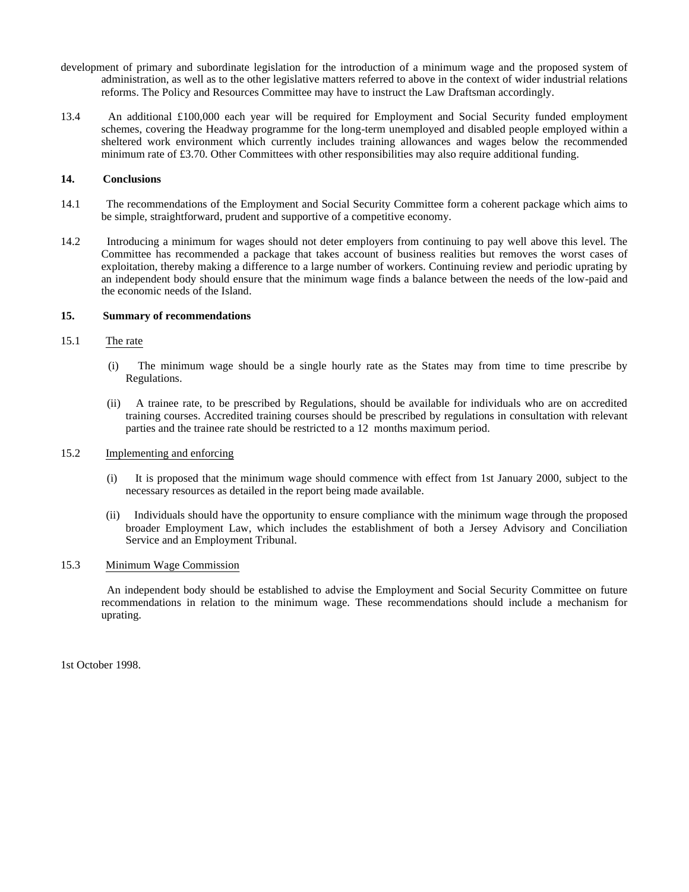development of primary and subordinate legislation for the introduction of a minimum wage and the proposed system of administration, as well as to the other legislative matters referred to above in the context of wider industrial relations reforms. The Policy and Resources Committee may have to instruct the Law Draftsman accordingly.

13.4 An additional £100,000 each year will be required for Employment and Social Security funded employment schemes, covering the Headway programme for the long-term unemployed and disabled people employed within a sheltered work environment which currently includes training allowances and wages below the recommended minimum rate of £3.70. Other Committees with other responsibilities may also require additional funding.

## 14. Conclusions

14.1 The recommendations of the Employment and Social Security Committee form a coherent package which aims to be simple, straightforward, prudent and supportive of a competitive economy.

14.2 Introducing a minimum for wages should not deter employers from continuing to pay well above this level. The Committee has recommended a package that takes account of business realities but removes the worst cases of exploitation, thereby making a difference to a large number of workers. Continuing review and periodic uprating by an independent body should ensure that the minimum wage finds a balance between the needs of the low-paid and the economic needs of the Island.

## 15. Summary of recommendations

15.1 The rate

(i) The minimum wage should be a single hourly rate as the States may from time to time prescribe by Regulations.

(ii) A trainee rate, to be prescribed by Regulations, should be available for individuals who are on accredited training courses. Accredited training courses should be prescribed by regulations in consultation with relevant parties and the trainee rate should be restricted to a 12 months maximum period.

15.2 Implementing and enforcing

(i) It is proposed that the minimum wage should commence with effect from 1st January 2000, subject to the necessary resources as detailed in the report being made available.

(ii) Individuals should have the opportunity to ensure compliance with the minimum wage through the proposed broader Employment Law, which includes the establishment of both a Jersey Advisory and Conciliation Service and an Employment Tribunal.

15.3 Minimum Wage Commission

An independent body should be established to advise the Employment and Social Security Committee on future recommendations in relation to the minimum wage. These recommendations should include a mechanism for uprating.

1st October 1998.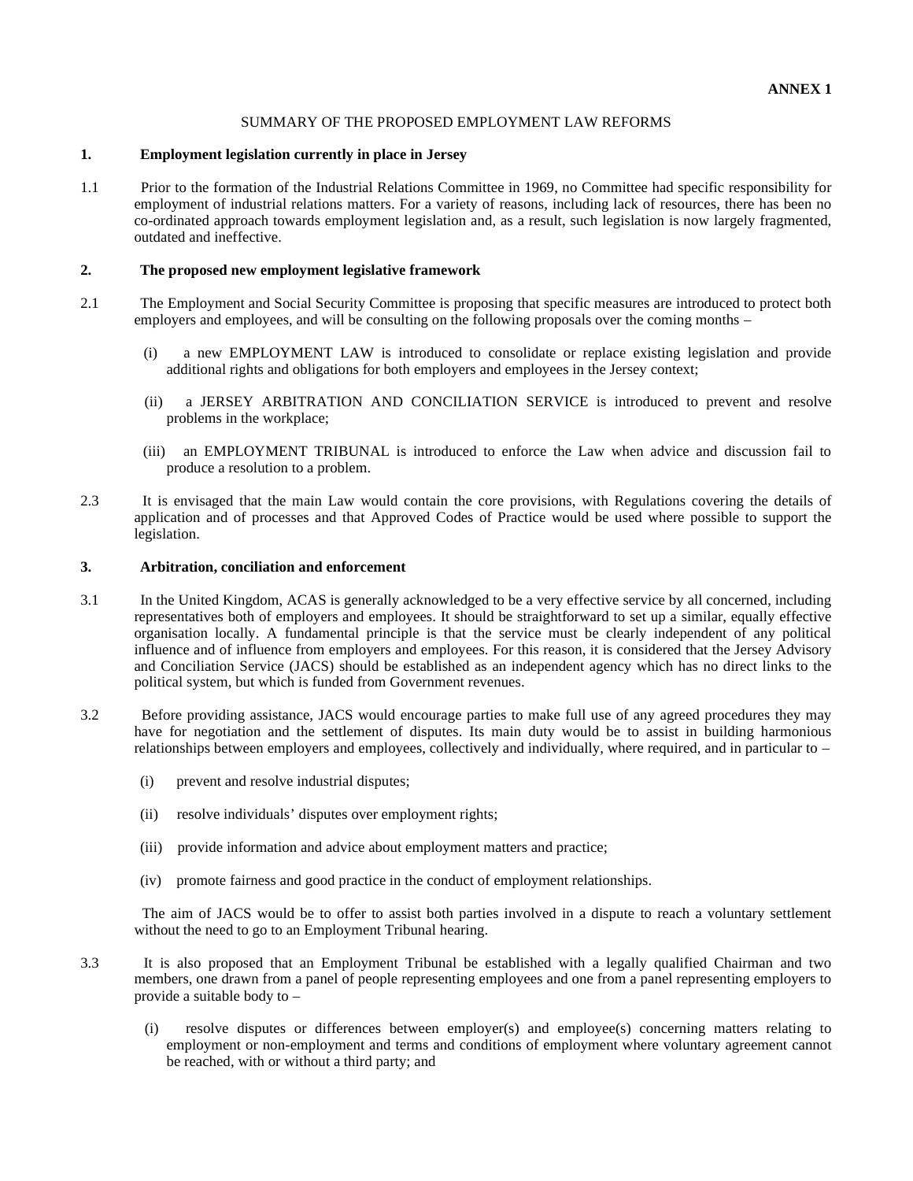**ANNEX 1**

SUMMARY OF THE PROPOSED EMPLOYMENT LAW REFORMS

## 1. Employment legislation currently in place in Jersey

1.1 Prior to the formation of the Industrial Relations Committee in 1969, no Committee had specific responsibility for employment of industrial relations matters. For a variety of reasons, including lack of resources, there has been no co-ordinated approach towards employment legislation and, as a result, such legislation is now largely fragmented, outdated and ineffective.

## 2. The proposed new employment legislative framework

2.1 The Employment and Social Security Committee is proposing that specific measures are introduced to protect both employers and employees, and will be consulting on the following proposals over the coming months –

(i) a new EMPLOYMENT LAW is introduced to consolidate or replace existing legislation and provide additional rights and obligations for both employers and employees in the Jersey context;

(ii) a JERSEY ARBITRATION AND CONCILIATION SERVICE is introduced to prevent and resolve problems in the workplace;

(iii) an EMPLOYMENT TRIBUNAL is introduced to enforce the Law when advice and discussion fail to produce a resolution to a problem.

2.3 It is envisaged that the main Law would contain the core provisions, with Regulations covering the details of application and of processes and that Approved Codes of Practice would be used where possible to support the legislation.

## 3. Arbitration, conciliation and enforcement

3.1 In the United Kingdom, ACAS is generally acknowledged to be a very effective service by all concerned, including representatives both of employers and employees. It should be straightforward to set up a similar, equally effective organisation locally. A fundamental principle is that the service must be clearly independent of any political influence and of influence from employers and employees. For this reason, it is considered that the Jersey Advisory and Conciliation Service (JACS) should be established as an independent agency which has no direct links to the political system, but which is funded from Government revenues.

3.2 Before providing assistance, JACS would encourage parties to make full use of any agreed procedures they may have for negotiation and the settlement of disputes. Its main duty would be to assist in building harmonious relationships between employers and employees, collectively and individually, where required, and in particular to –

(i) prevent and resolve industrial disputes;

(ii) resolve individuals' disputes over employment rights;

(iii) provide information and advice about employment matters and practice;

(iv) promote fairness and good practice in the conduct of employment relationships.

The aim of JACS would be to offer to assist both parties involved in a dispute to reach a voluntary settlement without the need to go to an Employment Tribunal hearing.

3.3 It is also proposed that an Employment Tribunal be established with a legally qualified Chairman and two members, one drawn from a panel of people representing employees and one from a panel representing employers to provide a suitable body to –

(i) resolve disputes or differences between employer(s) and employee(s) concerning matters relating to employment or non-employment and terms and conditions of employment where voluntary agreement cannot be reached, with or without a third party; and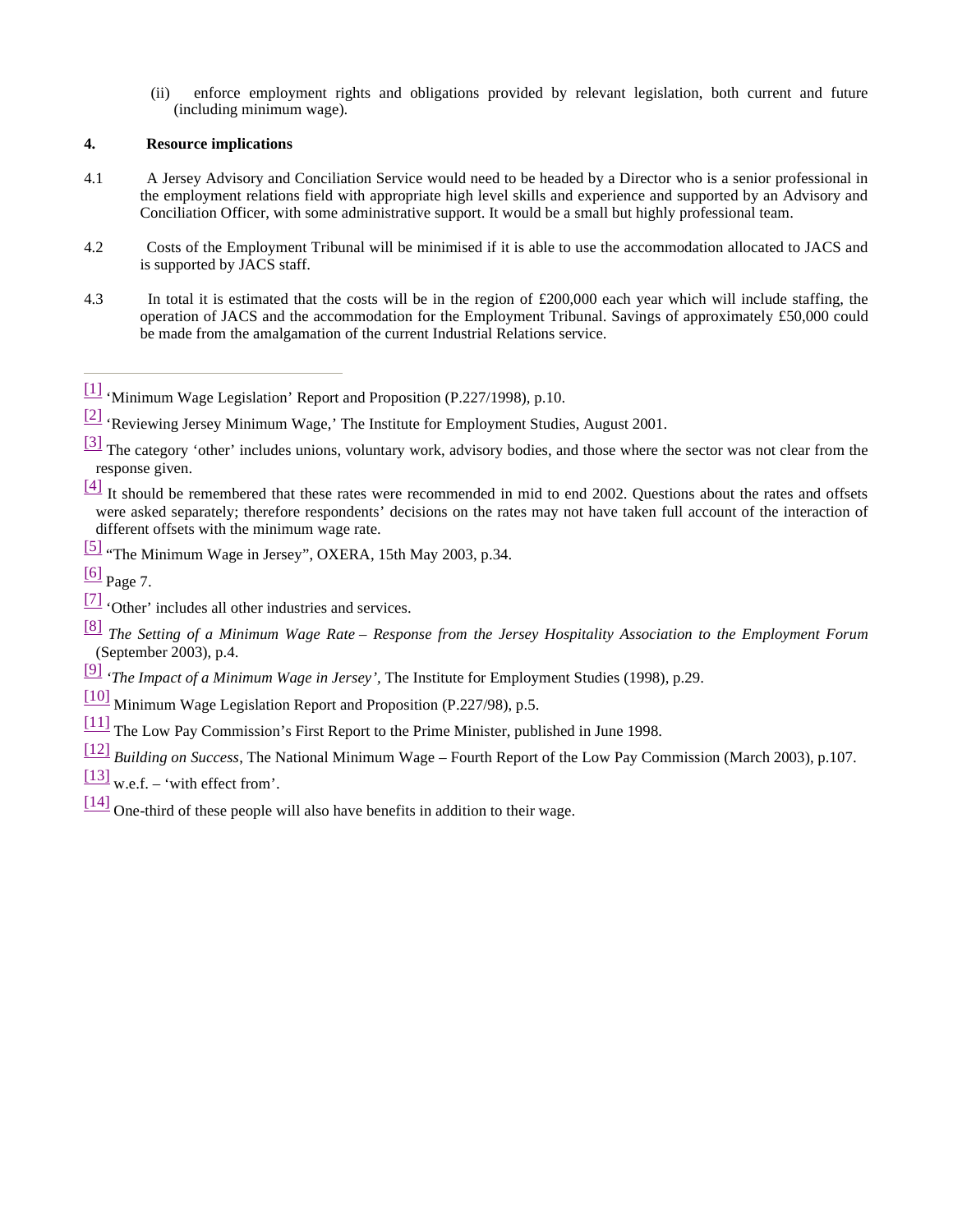(ii) enforce employment rights and obligations provided by relevant legislation, both current and future (including minimum wage).

**4. Resource implications**

4.1 A Jersey Advisory and Conciliation Service would need to be headed by a Director who is a senior professional in the employment relations field with appropriate high level skills and experience and supported by an Advisory and Conciliation Officer, with some administrative support. It would be a small but highly professional team.

4.2 Costs of the Employment Tribunal will be minimised if it is able to use the accommodation allocated to JACS and is supported by JACS staff.

4.3 In total it is estimated that the costs will be in the region of £200,000 each year which will include staffing, the operation of JACS and the accommodation for the Employment Tribunal. Savings of approximately £50,000 could be made from the amalgamation of the current Industrial Relations service.

---

[1] 'Minimum Wage Legislation' Report and Proposition (P.227/1998), p.10.

[2] 'Reviewing Jersey Minimum Wage,' The Institute for Employment Studies, August 2001.

[3] The category 'other' includes unions, voluntary work, advisory bodies, and those where the sector was not clear from the response given.

[4] It should be remembered that these rates were recommended in mid to end 2002. Questions about the rates and offsets were asked separately; therefore respondents' decisions on the rates may not have taken full account of the interaction of different offsets with the minimum wage rate.

[5] "The Minimum Wage in Jersey", OXERA, 15th May 2003, p.34.

[6] Page 7.

[7] 'Other' includes all other industries and services.

[8] *The Setting of a Minimum Wage Rate – Response from the Jersey Hospitality Association to the Employment Forum* (September 2003), p.4.

[9] *'The Impact of a Minimum Wage in Jersey'*, The Institute for Employment Studies (1998), p.29.

[10] Minimum Wage Legislation Report and Proposition (P.227/98), p.5.

[11] The Low Pay Commission's First Report to the Prime Minister, published in June 1998.

[12] *Building on Success*, The National Minimum Wage – Fourth Report of the Low Pay Commission (March 2003), p.107.

[13] w.e.f. – 'with effect from'.

[14] One-third of these people will also have benefits in addition to their wage.